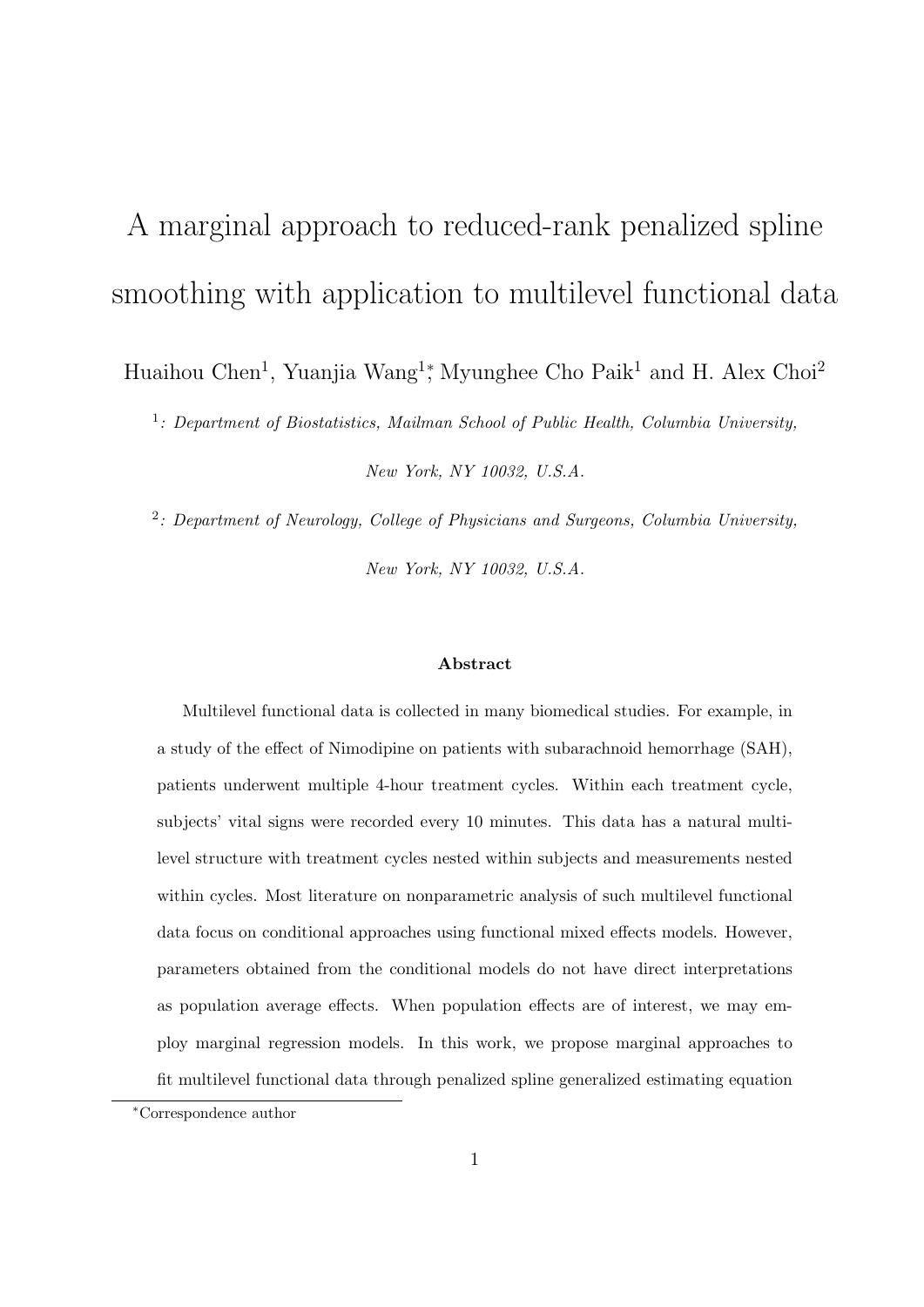# A marginal approach to reduced-rank penalized spline smoothing with application to multilevel functional data

Huaihou Chen[1], Yuanjia Wang[1*], Myunghee Cho Paik[1] and H. Alex Choi[2]

[1]: *Department of Biostatistics, Mailman School of Public Health, Columbia University, New York, NY 10032, U.S.A.*

[2]: *Department of Neurology, College of Physicians and Surgeons, Columbia University, New York, NY 10032, U.S.A.*

### Abstract

Multilevel functional data is collected in many biomedical studies. For example, in a study of the effect of Nimodipine on patients with subarachnoid hemorrhage (SAH), patients underwent multiple 4-hour treatment cycles. Within each treatment cycle, subjects' vital signs were recorded every 10 minutes. This data has a natural multilevel structure with treatment cycles nested within subjects and measurements nested within cycles. Most literature on nonparametric analysis of such multilevel functional data focus on conditional approaches using functional mixed effects models. However, parameters obtained from the conditional models do not have direct interpretations as population average effects. When population effects are of interest, we may employ marginal regression models. In this work, we propose marginal approaches to fit multilevel functional data through penalized spline generalized estimating equation

[*]Correspondence author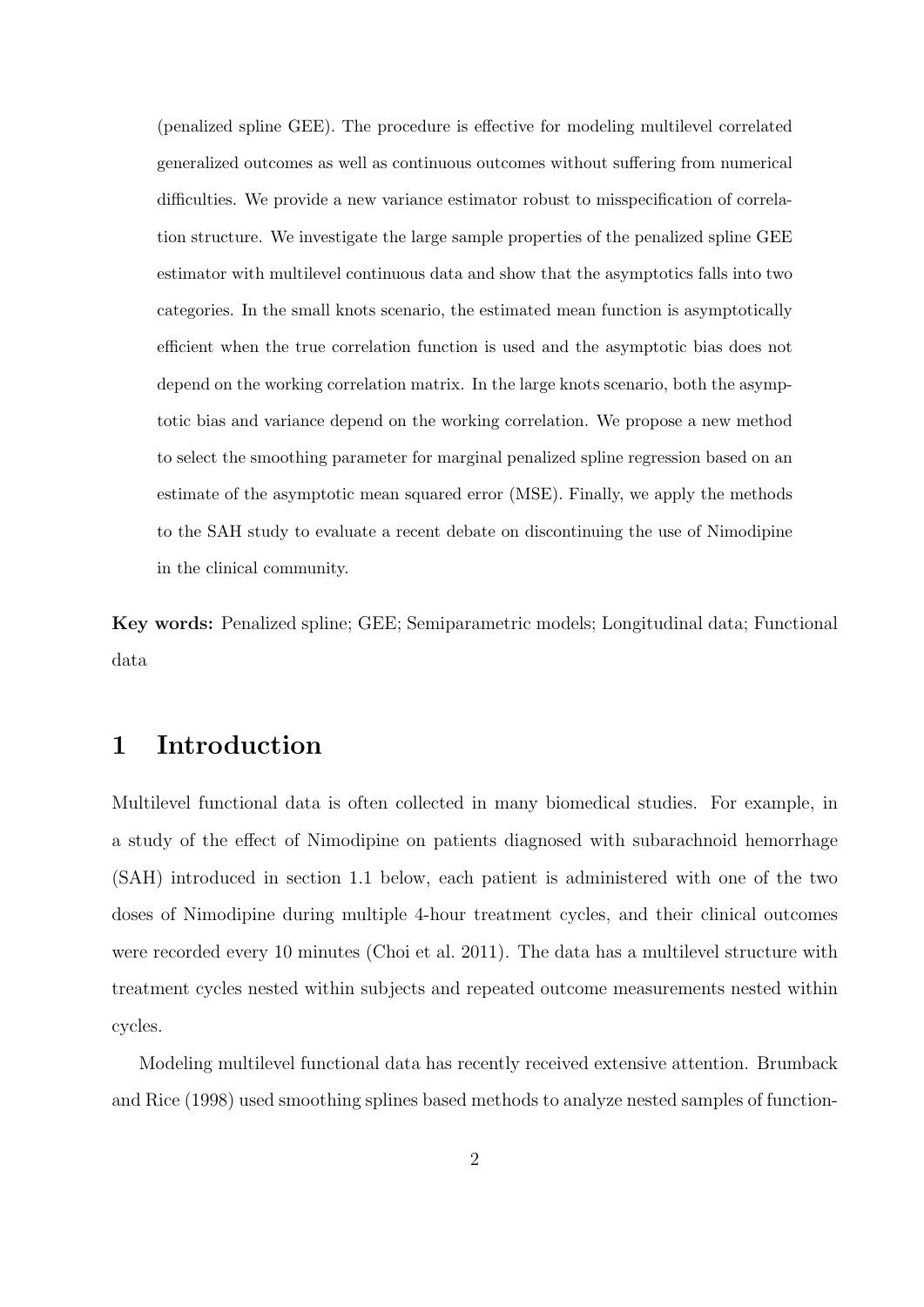(penalized spline GEE). The procedure is effective for modeling multilevel correlated generalized outcomes as well as continuous outcomes without suffering from numerical difficulties. We provide a new variance estimator robust to misspecification of correlation structure. We investigate the large sample properties of the penalized spline GEE estimator with multilevel continuous data and show that the asymptotics falls into two categories. In the small knots scenario, the estimated mean function is asymptotically efficient when the true correlation function is used and the asymptotic bias does not depend on the working correlation matrix. In the large knots scenario, both the asymptotic bias and variance depend on the working correlation. We propose a new method to select the smoothing parameter for marginal penalized spline regression based on an estimate of the asymptotic mean squared error (MSE). Finally, we apply the methods to the SAH study to evaluate a recent debate on discontinuing the use of Nimodipine in the clinical community.

**Key words:** Penalized spline; GEE; Semiparametric models; Longitudinal data; Functional data

# 1 Introduction

Multilevel functional data is often collected in many biomedical studies. For example, in a study of the effect of Nimodipine on patients diagnosed with subarachnoid hemorrhage (SAH) introduced in section 1.1 below, each patient is administered with one of the two doses of Nimodipine during multiple 4-hour treatment cycles, and their clinical outcomes were recorded every 10 minutes (Choi et al. 2011). The data has a multilevel structure with treatment cycles nested within subjects and repeated outcome measurements nested within cycles.

Modeling multilevel functional data has recently received extensive attention. Brumback and Rice (1998) used smoothing splines based methods to analyze nested samples of function-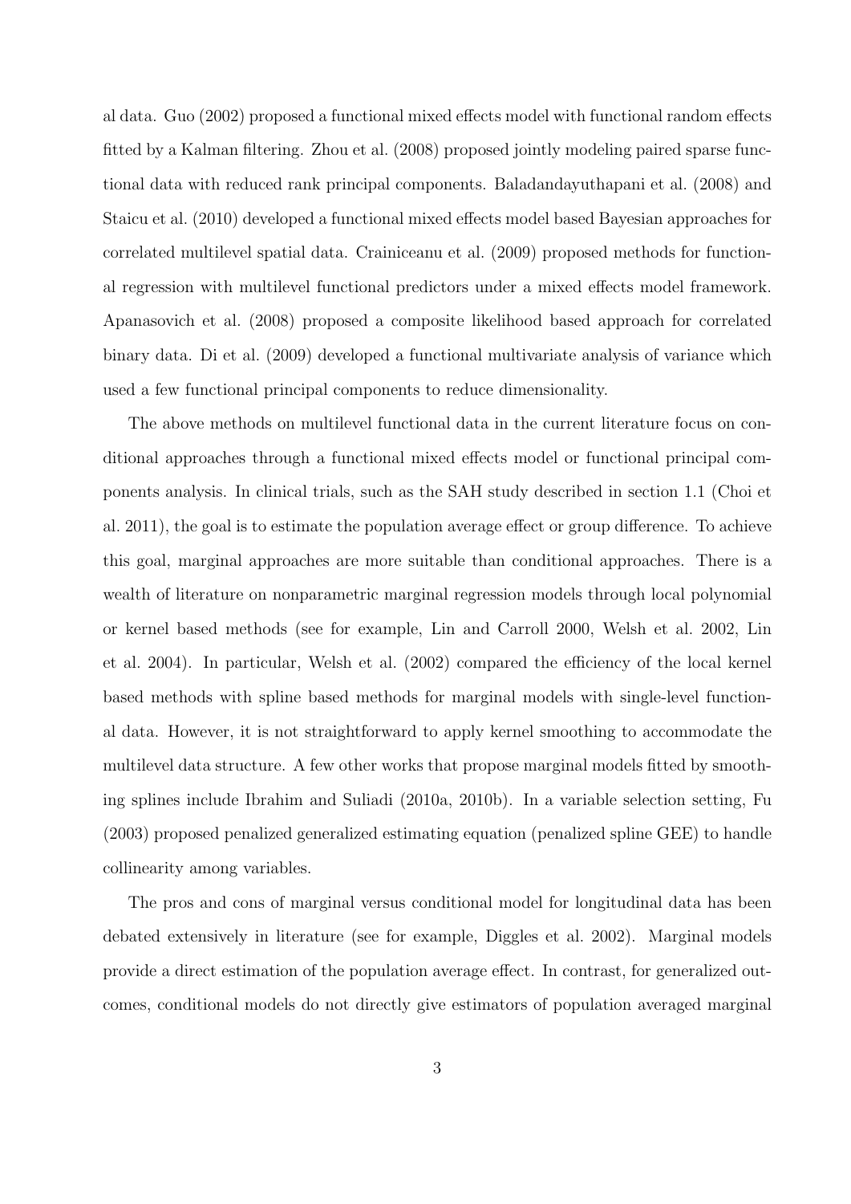al data. Guo (2002) proposed a functional mixed effects model with functional random effects fitted by a Kalman filtering. Zhou et al. (2008) proposed jointly modeling paired sparse functional data with reduced rank principal components. Baladandayuthapani et al. (2008) and Staicu et al. (2010) developed a functional mixed effects model based Bayesian approaches for correlated multilevel spatial data. Crainiceanu et al. (2009) proposed methods for functional regression with multilevel functional predictors under a mixed effects model framework. Apanasovich et al. (2008) proposed a composite likelihood based approach for correlated binary data. Di et al. (2009) developed a functional multivariate analysis of variance which used a few functional principal components to reduce dimensionality.

The above methods on multilevel functional data in the current literature focus on conditional approaches through a functional mixed effects model or functional principal components analysis. In clinical trials, such as the SAH study described in section 1.1 (Choi et al. 2011), the goal is to estimate the population average effect or group difference. To achieve this goal, marginal approaches are more suitable than conditional approaches. There is a wealth of literature on nonparametric marginal regression models through local polynomial or kernel based methods (see for example, Lin and Carroll 2000, Welsh et al. 2002, Lin et al. 2004). In particular, Welsh et al. (2002) compared the efficiency of the local kernel based methods with spline based methods for marginal models with single-level functional data. However, it is not straightforward to apply kernel smoothing to accommodate the multilevel data structure. A few other works that propose marginal models fitted by smoothing splines include Ibrahim and Suliadi (2010a, 2010b). In a variable selection setting, Fu (2003) proposed penalized generalized estimating equation (penalized spline GEE) to handle collinearity among variables.

The pros and cons of marginal versus conditional model for longitudinal data has been debated extensively in literature (see for example, Diggles et al. 2002). Marginal models provide a direct estimation of the population average effect. In contrast, for generalized outcomes, conditional models do not directly give estimators of population averaged marginal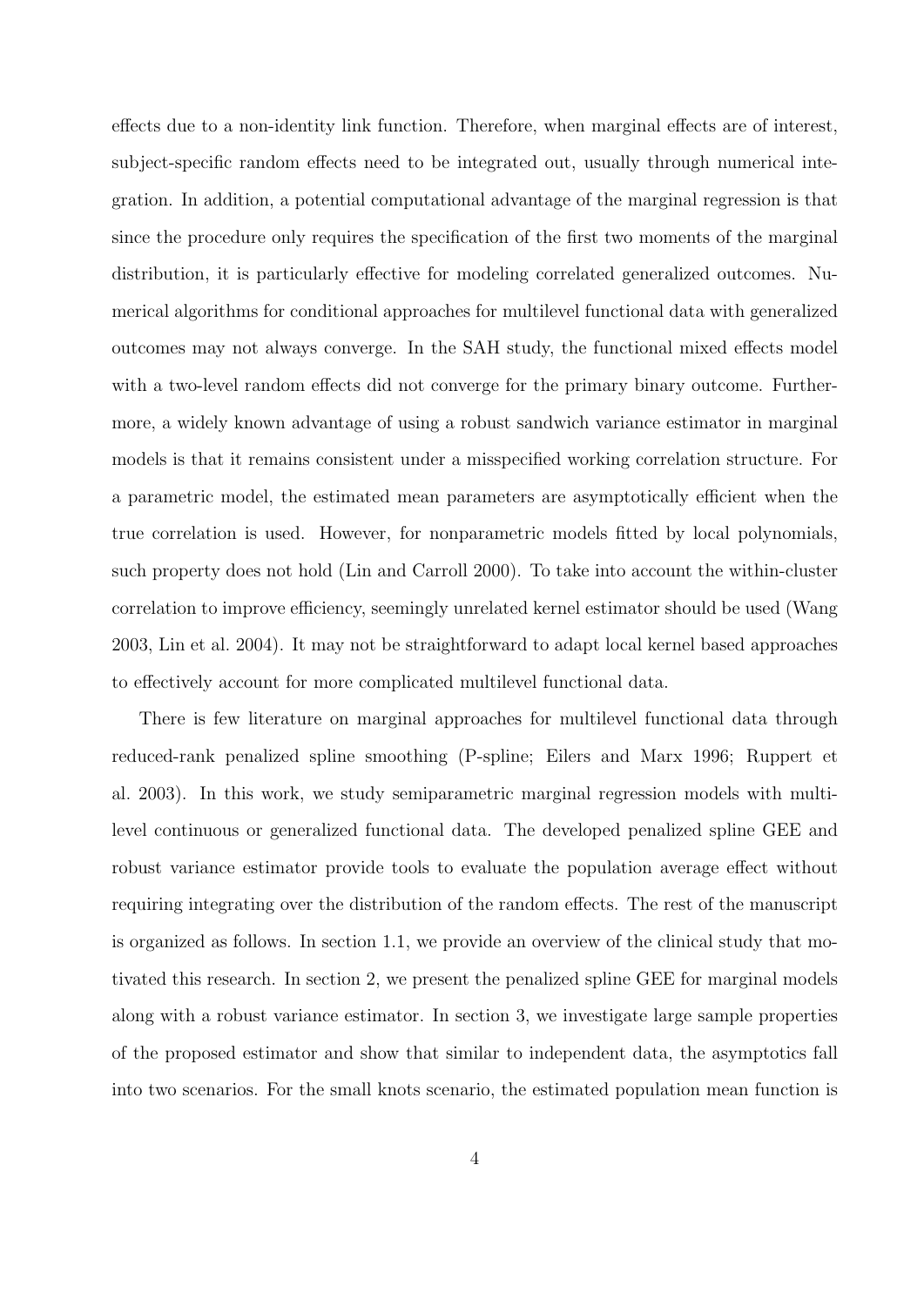effects due to a non-identity link function. Therefore, when marginal effects are of interest, subject-specific random effects need to be integrated out, usually through numerical integration. In addition, a potential computational advantage of the marginal regression is that since the procedure only requires the specification of the first two moments of the marginal distribution, it is particularly effective for modeling correlated generalized outcomes. Numerical algorithms for conditional approaches for multilevel functional data with generalized outcomes may not always converge. In the SAH study, the functional mixed effects model with a two-level random effects did not converge for the primary binary outcome. Furthermore, a widely known advantage of using a robust sandwich variance estimator in marginal models is that it remains consistent under a misspecified working correlation structure. For a parametric model, the estimated mean parameters are asymptotically efficient when the true correlation is used. However, for nonparametric models fitted by local polynomials, such property does not hold (Lin and Carroll 2000). To take into account the within-cluster correlation to improve efficiency, seemingly unrelated kernel estimator should be used (Wang 2003, Lin et al. 2004). It may not be straightforward to adapt local kernel based approaches to effectively account for more complicated multilevel functional data.

There is few literature on marginal approaches for multilevel functional data through reduced-rank penalized spline smoothing (P-spline; Eilers and Marx 1996; Ruppert et al. 2003). In this work, we study semiparametric marginal regression models with multilevel continuous or generalized functional data. The developed penalized spline GEE and robust variance estimator provide tools to evaluate the population average effect without requiring integrating over the distribution of the random effects. The rest of the manuscript is organized as follows. In section 1.1, we provide an overview of the clinical study that motivated this research. In section 2, we present the penalized spline GEE for marginal models along with a robust variance estimator. In section 3, we investigate large sample properties of the proposed estimator and show that similar to independent data, the asymptotics fall into two scenarios. For the small knots scenario, the estimated population mean function is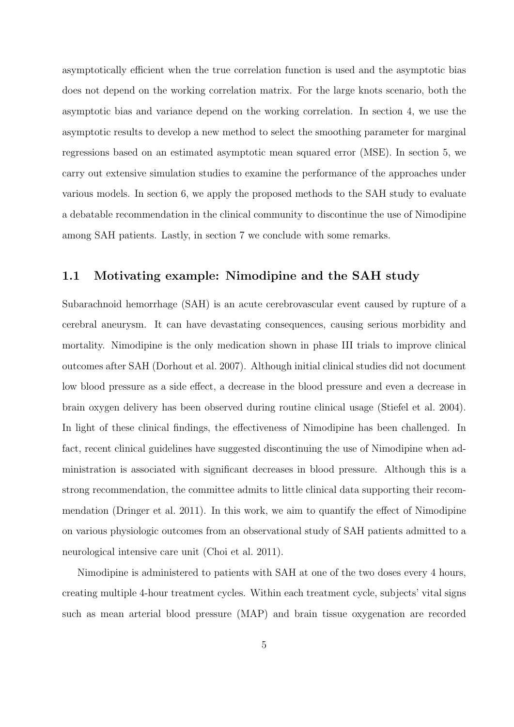asymptotically efficient when the true correlation function is used and the asymptotic bias does not depend on the working correlation matrix. For the large knots scenario, both the asymptotic bias and variance depend on the working correlation. In section 4, we use the asymptotic results to develop a new method to select the smoothing parameter for marginal regressions based on an estimated asymptotic mean squared error (MSE). In section 5, we carry out extensive simulation studies to examine the performance of the approaches under various models. In section 6, we apply the proposed methods to the SAH study to evaluate a debatable recommendation in the clinical community to discontinue the use of Nimodipine among SAH patients. Lastly, in section 7 we conclude with some remarks.

## 1.1 Motivating example: Nimodipine and the SAH study

Subarachnoid hemorrhage (SAH) is an acute cerebrovascular event caused by rupture of a cerebral aneurysm. It can have devastating consequences, causing serious morbidity and mortality. Nimodipine is the only medication shown in phase III trials to improve clinical outcomes after SAH (Dorhout et al. 2007). Although initial clinical studies did not document low blood pressure as a side effect, a decrease in the blood pressure and even a decrease in brain oxygen delivery has been observed during routine clinical usage (Stiefel et al. 2004). In light of these clinical findings, the effectiveness of Nimodipine has been challenged. In fact, recent clinical guidelines have suggested discontinuing the use of Nimodipine when administration is associated with significant decreases in blood pressure. Although this is a strong recommendation, the committee admits to little clinical data supporting their recommendation (Dringer et al. 2011). In this work, we aim to quantify the effect of Nimodipine on various physiologic outcomes from an observational study of SAH patients admitted to a neurological intensive care unit (Choi et al. 2011).

Nimodipine is administered to patients with SAH at one of the two doses every 4 hours, creating multiple 4-hour treatment cycles. Within each treatment cycle, subjects' vital signs such as mean arterial blood pressure (MAP) and brain tissue oxygenation are recorded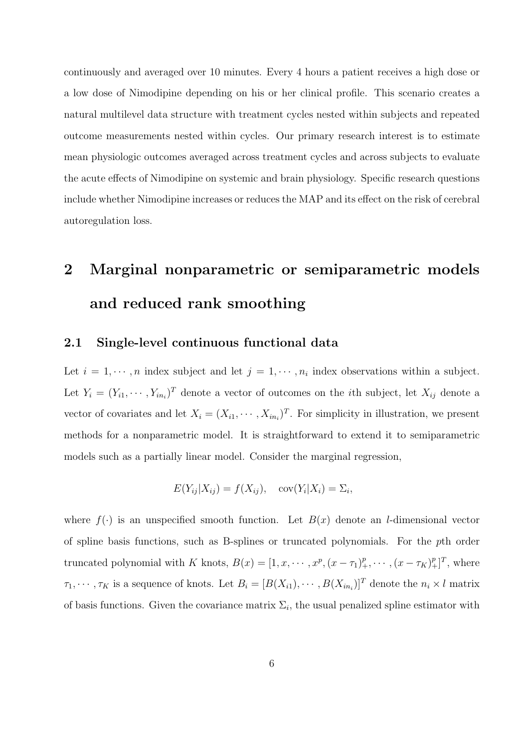continuously and averaged over 10 minutes. Every 4 hours a patient receives a high dose or a low dose of Nimodipine depending on his or her clinical profile. This scenario creates a natural multilevel data structure with treatment cycles nested within subjects and repeated outcome measurements nested within cycles. Our primary research interest is to estimate mean physiologic outcomes averaged across treatment cycles and across subjects to evaluate the acute effects of Nimodipine on systemic and brain physiology. Specific research questions include whether Nimodipine increases or reduces the MAP and its effect on the risk of cerebral autoregulation loss.

# 2 Marginal nonparametric or semiparametric models and reduced rank smoothing

## 2.1 Single-level continuous functional data

Let $i = 1, \cdots, n$ index subject and let $j = 1, \cdots, n_i$ index observations within a subject. Let $Y_i = (Y_{i1}, \cdots, Y_{in_i})^T$ denote a vector of outcomes on the $i$th subject, let $X_{ij}$ denote a vector of covariates and let $X_i = (X_{i1}, \cdots, X_{in_i})^T$. For simplicity in illustration, we present methods for a nonparametric model. It is straightforward to extend it to semiparametric models such as a partially linear model. Consider the marginal regression,

$$E(Y_{ij}|X_{ij}) = f(X_{ij}), \quad \text{cov}(Y_i|X_i) = \Sigma_i,$$

where $f(\cdot)$ is an unspecified smooth function. Let $B(x)$ denote an $l$-dimensional vector of spline basis functions, such as B-splines or truncated polynomials. For the $p$th order truncated polynomial with $K$ knots, $B(x) = [1, x, \cdots, x^p, (x - \tau_1)_+^p, \cdots, (x - \tau_K)_+^p]^T$, where $\tau_1, \cdots, \tau_K$ is a sequence of knots. Let $B_i = [B(X_{i1}), \cdots, B(X_{in_i})]^T$ denote the $n_i \times l$ matrix of basis functions. Given the covariance matrix $\Sigma_i$, the usual penalized spline estimator with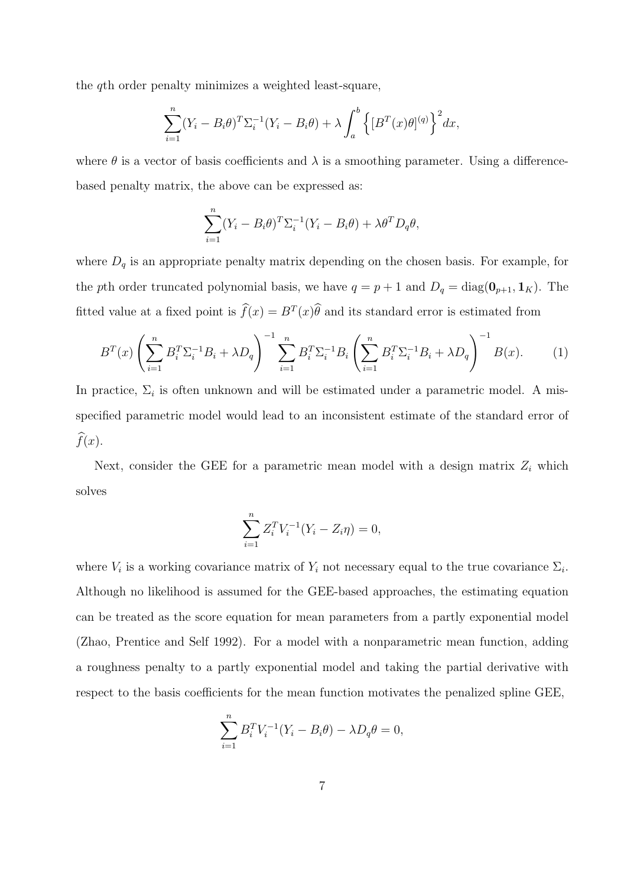the $q$th order penalty minimizes a weighted least-square,

$$\sum_{i=1}^{n}(Y_i - B_i\theta)^T\Sigma_i^{-1}(Y_i - B_i\theta) + \lambda\int_a^b\left\{[B^T(x)\theta]^{(q)}\right\}^2dx,$$

where $\theta$ is a vector of basis coefficients and $\lambda$ is a smoothing parameter. Using a difference-based penalty matrix, the above can be expressed as:

$$\sum_{i=1}^{n}(Y_i - B_i\theta)^T\Sigma_i^{-1}(Y_i - B_i\theta) + \lambda\theta^T D_q\theta,$$

where $D_q$ is an appropriate penalty matrix depending on the chosen basis. For example, for the $p$th order truncated polynomial basis, we have $q = p+1$ and $D_q = \mathrm{diag}(\mathbf{0}_{p+1}, \mathbf{1}_K)$. The fitted value at a fixed point is $\widehat{f}(x) = B^T(x)\widehat{\theta}$ and its standard error is estimated from

$$B^T(x)\left(\sum_{i=1}^{n}B_i^T\Sigma_i^{-1}B_i + \lambda D_q\right)^{-1}\sum_{i=1}^{n}B_i^T\Sigma_i^{-1}B_i\left(\sum_{i=1}^{n}B_i^T\Sigma_i^{-1}B_i + \lambda D_q\right)^{-1}B(x). \tag{1}$$

In practice, $\Sigma_i$ is often unknown and will be estimated under a parametric model. A misspecified parametric model would lead to an inconsistent estimate of the standard error of $\widehat{f}(x)$.

Next, consider the GEE for a parametric mean model with a design matrix $Z_i$ which solves

$$\sum_{i=1}^{n}Z_i^T V_i^{-1}(Y_i - Z_i\eta) = 0,$$

where $V_i$ is a working covariance matrix of $Y_i$ not necessary equal to the true covariance $\Sigma_i$. Although no likelihood is assumed for the GEE-based approaches, the estimating equation can be treated as the score equation for mean parameters from a partly exponential model (Zhao, Prentice and Self 1992). For a model with a nonparametric mean function, adding a roughness penalty to a partly exponential model and taking the partial derivative with respect to the basis coefficients for the mean function motivates the penalized spline GEE,

$$\sum_{i=1}^{n}B_i^T V_i^{-1}(Y_i - B_i\theta) - \lambda D_q\theta = 0,$$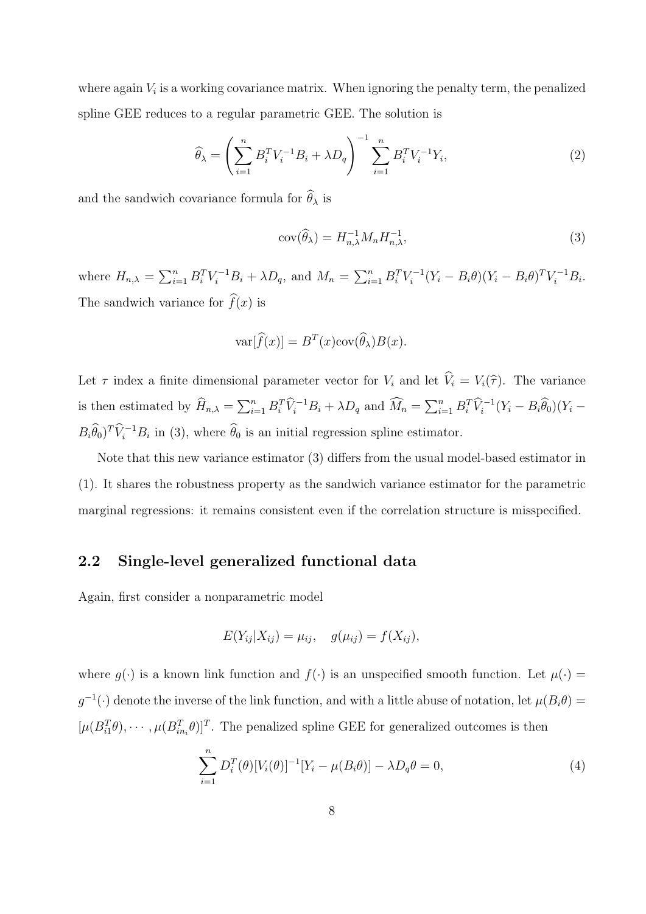where again $V_i$ is a working covariance matrix. When ignoring the penalty term, the penalized spline GEE reduces to a regular parametric GEE. The solution is

$$\widehat{\theta}_\lambda = \left( \sum_{i=1}^n B_i^T V_i^{-1} B_i + \lambda D_q \right)^{-1} \sum_{i=1}^n B_i^T V_i^{-1} Y_i, \tag{2}$$

and the sandwich covariance formula for $\widehat{\theta}_\lambda$ is

$$\text{cov}(\widehat{\theta}_\lambda) = H_{n,\lambda}^{-1} M_n H_{n,\lambda}^{-1}, \tag{3}$$

where $H_{n,\lambda} = \sum_{i=1}^n B_i^T V_i^{-1} B_i + \lambda D_q$, and $M_n = \sum_{i=1}^n B_i^T V_i^{-1} (Y_i - B_i\theta)(Y_i - B_i\theta)^T V_i^{-1} B_i$. The sandwich variance for $\widehat{f}(x)$ is

$$\text{var}[\widehat{f}(x)] = B^T(x)\text{cov}(\widehat{\theta}_\lambda)B(x).$$

Let $\tau$ index a finite dimensional parameter vector for $V_i$ and let $\widehat{V}_i = V_i(\widehat{\tau})$. The variance is then estimated by $\widehat{H}_{n,\lambda} = \sum_{i=1}^n B_i^T \widehat{V}_i^{-1} B_i + \lambda D_q$ and $\widehat{M}_n = \sum_{i=1}^n B_i^T \widehat{V}_i^{-1} (Y_i - B_i\widehat{\theta}_0)(Y_i - B_i\widehat{\theta}_0)^T \widehat{V}_i^{-1} B_i$ in (3), where $\widehat{\theta}_0$ is an initial regression spline estimator.

Note that this new variance estimator (3) differs from the usual model-based estimator in (1). It shares the robustness property as the sandwich variance estimator for the parametric marginal regressions: it remains consistent even if the correlation structure is misspecified.

## 2.2 Single-level generalized functional data

Again, first consider a nonparametric model

$$E(Y_{ij}|X_{ij}) = \mu_{ij}, \quad g(\mu_{ij}) = f(X_{ij}),$$

where $g(\cdot)$ is a known link function and $f(\cdot)$ is an unspecified smooth function. Let $\mu(\cdot) = g^{-1}(\cdot)$ denote the inverse of the link function, and with a little abuse of notation, let $\mu(B_i\theta) = [\mu(B_{i1}^T\theta), \cdots, \mu(B_{in_i}^T\theta)]^T$. The penalized spline GEE for generalized outcomes is then

$$\sum_{i=1}^n D_i^T(\theta)[V_i(\theta)]^{-1}[Y_i - \mu(B_i\theta)] - \lambda D_q \theta = 0, \tag{4}$$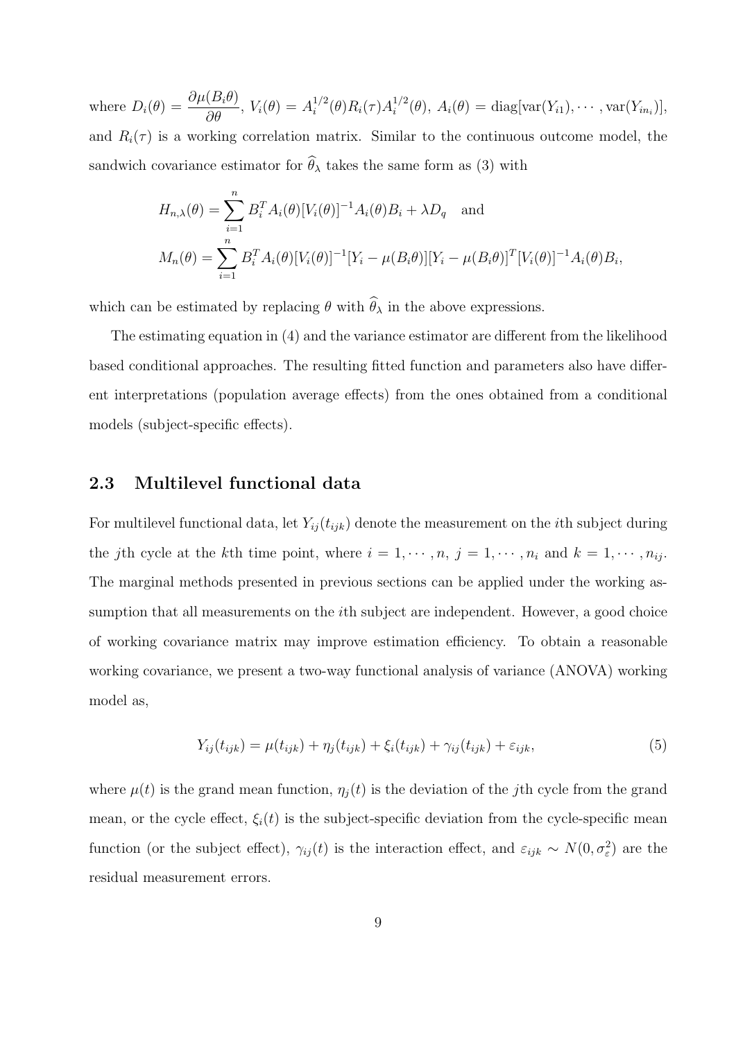where $D_i(\theta) = \dfrac{\partial \mu(B_i\theta)}{\partial \theta}$, $V_i(\theta) = A_i^{1/2}(\theta) R_i(\tau) A_i^{1/2}(\theta)$, $A_i(\theta) = \text{diag}[\text{var}(Y_{i1}), \cdots, \text{var}(Y_{in_i})]$, and $R_i(\tau)$ is a working correlation matrix. Similar to the continuous outcome model, the sandwich covariance estimator for $\widehat{\theta}_\lambda$ takes the same form as (3) with

$$
\begin{aligned}
H_{n,\lambda}(\theta) &= \sum_{i=1}^{n} B_i^T A_i(\theta)[V_i(\theta)]^{-1} A_i(\theta) B_i + \lambda D_q \quad \text{and} \\
M_n(\theta) &= \sum_{i=1}^{n} B_i^T A_i(\theta)[V_i(\theta)]^{-1}[Y_i - \mu(B_i\theta)][Y_i - \mu(B_i\theta)]^T [V_i(\theta)]^{-1} A_i(\theta) B_i,
\end{aligned}
$$

which can be estimated by replacing $\theta$ with $\widehat{\theta}_\lambda$ in the above expressions.

The estimating equation in (4) and the variance estimator are different from the likelihood based conditional approaches. The resulting fitted function and parameters also have different interpretations (population average effects) from the ones obtained from a conditional models (subject-specific effects).

## 2.3 Multilevel functional data

For multilevel functional data, let $Y_{ij}(t_{ijk})$ denote the measurement on the $i$th subject during the $j$th cycle at the $k$th time point, where $i = 1, \cdots, n$, $j = 1, \cdots, n_i$ and $k = 1, \cdots, n_{ij}$. The marginal methods presented in previous sections can be applied under the working assumption that all measurements on the $i$th subject are independent. However, a good choice of working covariance matrix may improve estimation efficiency. To obtain a reasonable working covariance, we present a two-way functional analysis of variance (ANOVA) working model as,

$$
Y_{ij}(t_{ijk}) = \mu(t_{ijk}) + \eta_j(t_{ijk}) + \xi_i(t_{ijk}) + \gamma_{ij}(t_{ijk}) + \varepsilon_{ijk}, \tag{5}
$$

where $\mu(t)$ is the grand mean function, $\eta_j(t)$ is the deviation of the $j$th cycle from the grand mean, or the cycle effect, $\xi_i(t)$ is the subject-specific deviation from the cycle-specific mean function (or the subject effect), $\gamma_{ij}(t)$ is the interaction effect, and $\varepsilon_{ijk} \sim N(0, \sigma_\varepsilon^2)$ are the residual measurement errors.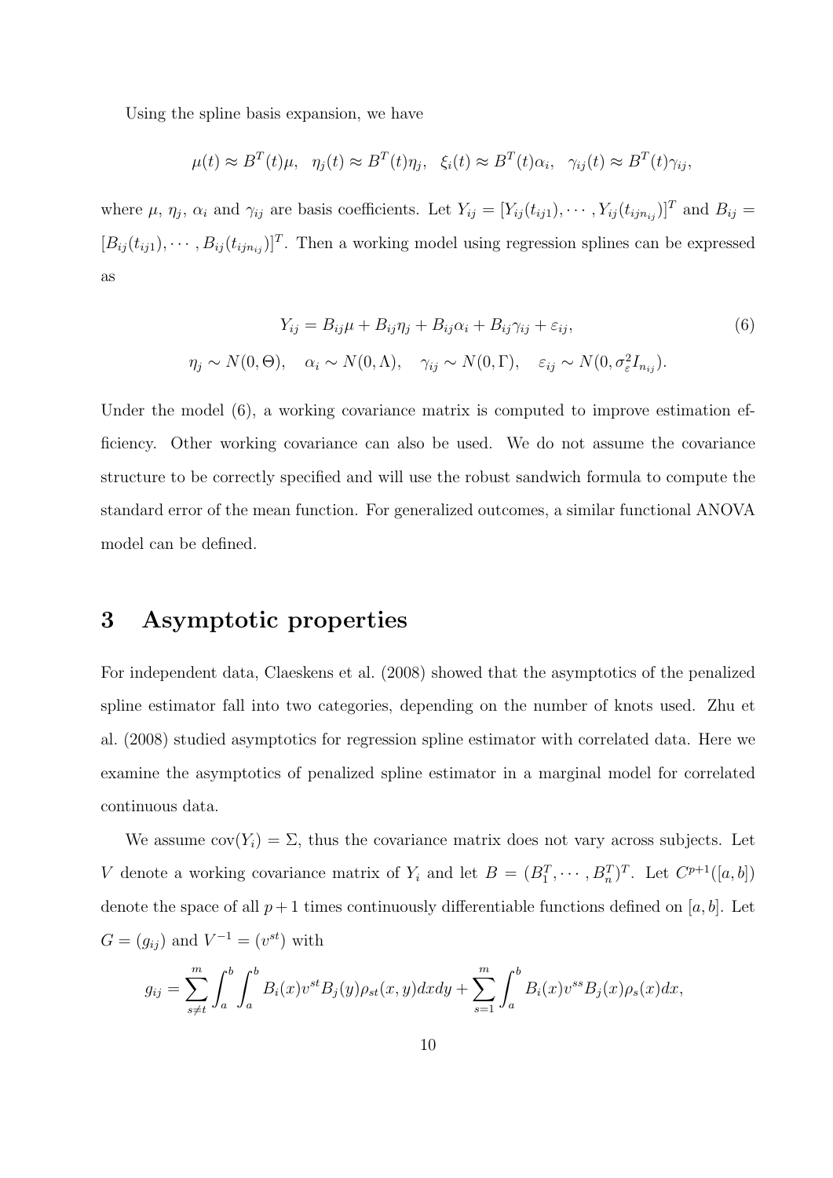Using the spline basis expansion, we have

$$\mu(t) \approx B^T(t)\mu, \quad \eta_j(t) \approx B^T(t)\eta_j, \quad \xi_i(t) \approx B^T(t)\alpha_i, \quad \gamma_{ij}(t) \approx B^T(t)\gamma_{ij},$$

where $\mu$, $\eta_j$, $\alpha_i$ and $\gamma_{ij}$ are basis coefficients. Let $Y_{ij} = [Y_{ij}(t_{ij1}), \cdots, Y_{ij}(t_{ijn_{ij}})]^T$ and $B_{ij} = [B_{ij}(t_{ij1}), \cdots, B_{ij}(t_{ijn_{ij}})]^T$. Then a working model using regression splines can be expressed as

$$\begin{aligned} Y_{ij} &= B_{ij}\mu + B_{ij}\eta_j + B_{ij}\alpha_i + B_{ij}\gamma_{ij} + \varepsilon_{ij}, \\ \eta_j \sim N(0, \Theta), &\quad \alpha_i \sim N(0, \Lambda), \quad \gamma_{ij} \sim N(0, \Gamma), \quad \varepsilon_{ij} \sim N(0, \sigma_\varepsilon^2 I_{n_{ij}}). \end{aligned} \tag{6}$$

Under the model (6), a working covariance matrix is computed to improve estimation efficiency. Other working covariance can also be used. We do not assume the covariance structure to be correctly specified and will use the robust sandwich formula to compute the standard error of the mean function. For generalized outcomes, a similar functional ANOVA model can be defined.

# 3 Asymptotic properties

For independent data, Claeskens et al. (2008) showed that the asymptotics of the penalized spline estimator fall into two categories, depending on the number of knots used. Zhu et al. (2008) studied asymptotics for regression spline estimator with correlated data. Here we examine the asymptotics of penalized spline estimator in a marginal model for correlated continuous data.

We assume $\text{cov}(Y_i) = \Sigma$, thus the covariance matrix does not vary across subjects. Let $V$ denote a working covariance matrix of $Y_i$ and let $B = (B_1^T, \cdots, B_n^T)^T$. Let $C^{p+1}([a, b])$ denote the space of all $p+1$ times continuously differentiable functions defined on $[a, b]$. Let $G = (g_{ij})$ and $V^{-1} = (v^{st})$ with

$$g_{ij} = \sum_{s \neq t}^{m} \int_a^b \int_a^b B_i(x) v^{st} B_j(y) \rho_{st}(x, y) dx dy + \sum_{s=1}^{m} \int_a^b B_i(x) v^{ss} B_j(x) \rho_s(x) dx,$$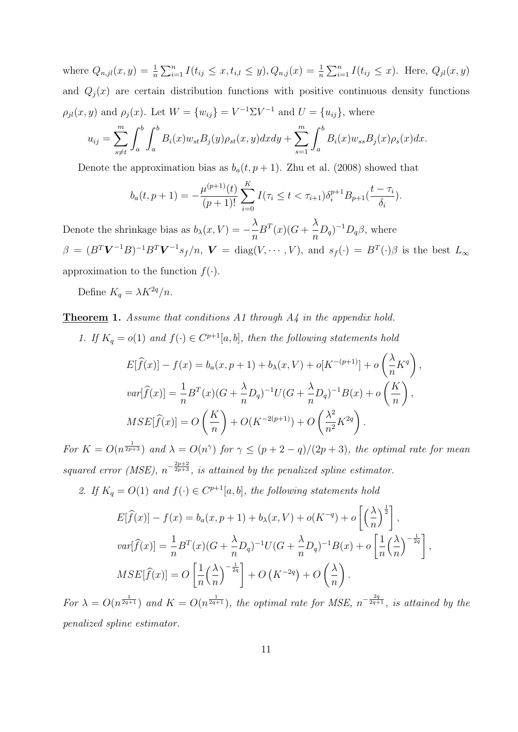where $Q_{n,jl}(x, y) = \frac{1}{n}\sum_{i=1}^{n} I(t_{ij} \le x, t_{i,l} \le y), Q_{n,j}(x) = \frac{1}{n}\sum_{i=1}^{n} I(t_{ij} \le x)$. Here, $Q_{jl}(x, y)$ and $Q_j(x)$ are certain distribution functions with positive continuous density functions $\rho_{jl}(x, y)$ and $\rho_j(x)$. Let $W = \{w_{ij}\} = V^{-1}\Sigma V^{-1}$ and $U = \{u_{ij}\}$, where

$$u_{ij} = \sum_{s \neq t}^{m} \int_a^b \int_a^b B_i(x) w_{st} B_j(y) \rho_{st}(x, y) dx dy + \sum_{s=1}^{m} \int_a^b B_i(x) w_{ss} B_j(x) \rho_s(x) dx.$$

Denote the approximation bias as $b_a(t, p+1)$. Zhu et al. (2008) showed that

$$b_a(t, p+1) = -\frac{\mu^{(p+1)}(t)}{(p+1)!} \sum_{i=0}^{K} I(\tau_i \le t < \tau_{i+1}) \delta_i^{p+1} B_{p+1}\left(\frac{t - \tau_i}{\delta_i}\right).$$

Denote the shrinkage bias as $b_\lambda(x, V) = -\frac{\lambda}{n} B^T(x)(G + \frac{\lambda}{n} D_q)^{-1} D_q \beta$, where $\beta = (B^T \boldsymbol{V}^{-1} B)^{-1} B^T \boldsymbol{V}^{-1} s_f / n$, $\boldsymbol{V} = \text{diag}(V, \cdots, V)$, and $s_f(\cdot) = B^T(\cdot)\beta$ is the best $L_\infty$ approximation to the function $f(\cdot)$.

Define $K_q = \lambda K^{2q}/n$.

**Theorem 1.** *Assume that conditions A1 through A4 in the appendix hold.*

*1. If $K_q = o(1)$ and $f(\cdot) \in C^{p+1}[a, b]$, then the following statements hold*

$$E[\widehat{f}(x)] - f(x) = b_a(x, p+1) + b_\lambda(x, V) + o[K^{-(p+1)}] + o\left(\frac{\lambda}{n} K^q\right),$$

$$var[\widehat{f}(x)] = \frac{1}{n} B^T(x)(G + \frac{\lambda}{n} D_q)^{-1} U (G + \frac{\lambda}{n} D_q)^{-1} B(x) + o\left(\frac{K}{n}\right),$$

$$MSE[\widehat{f}(x)] = O\left(\frac{K}{n}\right) + O(K^{-2(p+1)}) + O\left(\frac{\lambda^2}{n^2} K^{2q}\right).$$

*For $K = O(n^{\frac{1}{2p+3}})$ and $\lambda = O(n^\gamma)$ for $\gamma \le (p+2-q)/(2p+3)$, the optimal rate for mean squared error (MSE), $n^{-\frac{2p+2}{2p+3}}$, is attained by the penalized spline estimator.*

*2. If $K_q = O(1)$ and $f(\cdot) \in C^{p+1}[a, b]$, the following statements hold*

$$E[\widehat{f}(x)] - f(x) = b_a(x, p+1) + b_\lambda(x, V) + o(K^{-q}) + o\left[\left(\frac{\lambda}{n}\right)^{\frac{1}{2}}\right],$$

$$var[\widehat{f}(x)] = \frac{1}{n} B^T(x)(G + \frac{\lambda}{n} D_q)^{-1} U (G + \frac{\lambda}{n} D_q)^{-1} B(x) + o\left[\frac{1}{n}\left(\frac{\lambda}{n}\right)^{-\frac{1}{2q}}\right],$$

$$MSE[\widehat{f}(x)] = O\left[\frac{1}{n}\left(\frac{\lambda}{n}\right)^{-\frac{1}{2q}}\right] + O\left(K^{-2q}\right) + O\left(\frac{\lambda}{n}\right).$$

*For $\lambda = O(n^{\frac{1}{2q+1}})$ and $K = O(n^{\frac{1}{2q+1}})$, the optimal rate for MSE, $n^{-\frac{2q}{2q+1}}$, is attained by the penalized spline estimator.*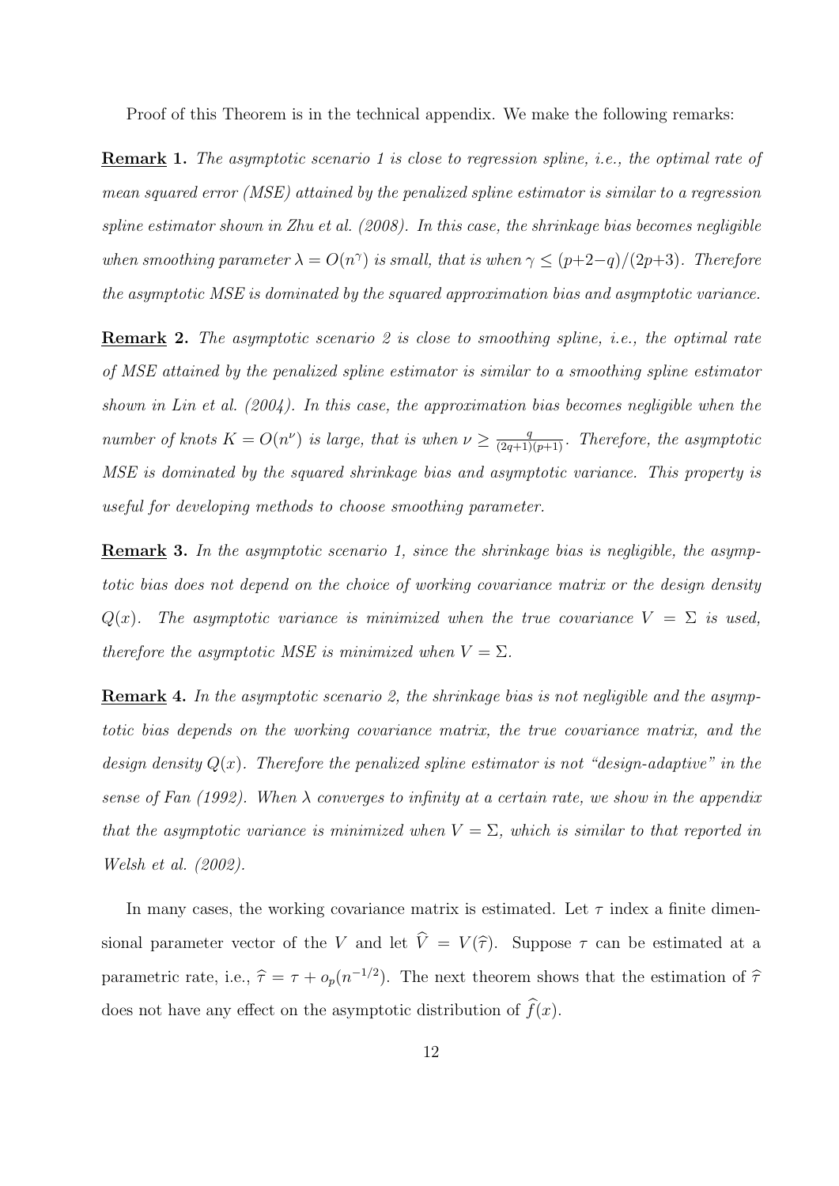Proof of this Theorem is in the technical appendix. We make the following remarks:

**Remark 1.** *The asymptotic scenario 1 is close to regression spline, i.e., the optimal rate of mean squared error (MSE) attained by the penalized spline estimator is similar to a regression spline estimator shown in Zhu et al. (2008). In this case, the shrinkage bias becomes negligible when smoothing parameter $\lambda = O(n^{\gamma})$ is small, that is when $\gamma \leq (p+2-q)/(2p+3)$. Therefore the asymptotic MSE is dominated by the squared approximation bias and asymptotic variance.*

**Remark 2.** *The asymptotic scenario 2 is close to smoothing spline, i.e., the optimal rate of MSE attained by the penalized spline estimator is similar to a smoothing spline estimator shown in Lin et al. (2004). In this case, the approximation bias becomes negligible when the number of knots $K = O(n^{\nu})$ is large, that is when $\nu \geq \frac{q}{(2q+1)(p+1)}$. Therefore, the asymptotic MSE is dominated by the squared shrinkage bias and asymptotic variance. This property is useful for developing methods to choose smoothing parameter.*

**Remark 3.** *In the asymptotic scenario 1, since the shrinkage bias is negligible, the asymptotic bias does not depend on the choice of working covariance matrix or the design density $Q(x)$. The asymptotic variance is minimized when the true covariance $V = \Sigma$ is used, therefore the asymptotic MSE is minimized when $V = \Sigma$.*

**Remark 4.** *In the asymptotic scenario 2, the shrinkage bias is not negligible and the asymptotic bias depends on the working covariance matrix, the true covariance matrix, and the design density $Q(x)$. Therefore the penalized spline estimator is not "design-adaptive" in the sense of Fan (1992). When $\lambda$ converges to infinity at a certain rate, we show in the appendix that the asymptotic variance is minimized when $V = \Sigma$, which is similar to that reported in Welsh et al. (2002).*

In many cases, the working covariance matrix is estimated. Let $\tau$ index a finite dimensional parameter vector of the $V$ and let $\widehat{V} = V(\widehat{\tau})$. Suppose $\tau$ can be estimated at a parametric rate, i.e., $\widehat{\tau} = \tau + o_p(n^{-1/2})$. The next theorem shows that the estimation of $\widehat{\tau}$ does not have any effect on the asymptotic distribution of $\widehat{f}(x)$.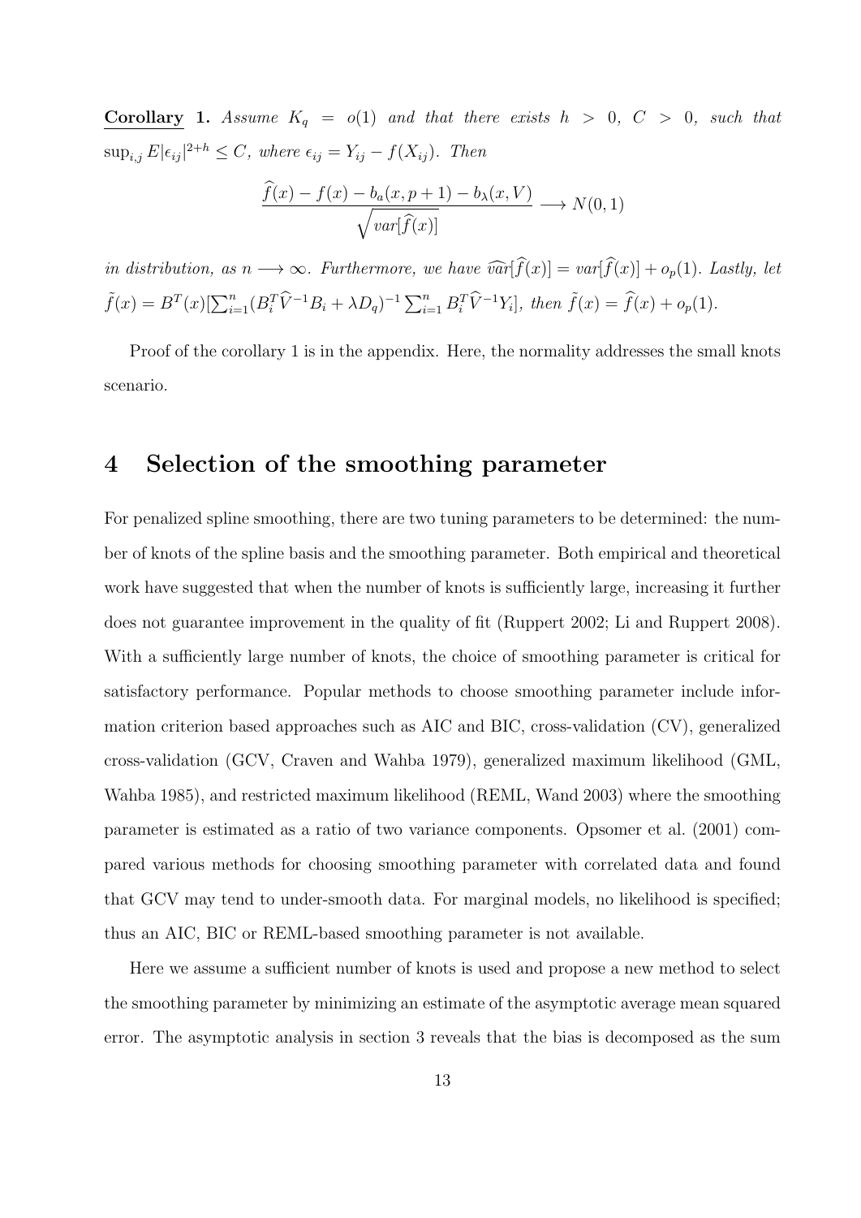**Corollary 1.** *Assume $K_q = o(1)$ and that there exists $h > 0$, $C > 0$, such that $\sup_{i,j} E|\epsilon_{ij}|^{2+h} \leq C$, where $\epsilon_{ij} = Y_{ij} - f(X_{ij})$. Then*

$$\frac{\widehat{f}(x) - f(x) - b_a(x, p+1) - b_\lambda(x, V)}{\sqrt{var[\widehat{f}(x)]}} \longrightarrow N(0, 1)$$

*in distribution, as $n \longrightarrow \infty$. Furthermore, we have $\widehat{var}[\widehat{f}(x)] = var[\widehat{f}(x)] + o_p(1)$. Lastly, let $\tilde{f}(x) = B^T(x)[\sum_{i=1}^n (B_i^T \widehat{V}^{-1} B_i + \lambda D_q)^{-1} \sum_{i=1}^n B_i^T \widehat{V}^{-1} Y_i]$, then $\tilde{f}(x) = \widehat{f}(x) + o_p(1)$.*

Proof of the corollary 1 is in the appendix. Here, the normality addresses the small knots scenario.

# 4 Selection of the smoothing parameter

For penalized spline smoothing, there are two tuning parameters to be determined: the number of knots of the spline basis and the smoothing parameter. Both empirical and theoretical work have suggested that when the number of knots is sufficiently large, increasing it further does not guarantee improvement in the quality of fit (Ruppert 2002; Li and Ruppert 2008). With a sufficiently large number of knots, the choice of smoothing parameter is critical for satisfactory performance. Popular methods to choose smoothing parameter include information criterion based approaches such as AIC and BIC, cross-validation (CV), generalized cross-validation (GCV, Craven and Wahba 1979), generalized maximum likelihood (GML, Wahba 1985), and restricted maximum likelihood (REML, Wand 2003) where the smoothing parameter is estimated as a ratio of two variance components. Opsomer et al. (2001) compared various methods for choosing smoothing parameter with correlated data and found that GCV may tend to under-smooth data. For marginal models, no likelihood is specified; thus an AIC, BIC or REML-based smoothing parameter is not available.

Here we assume a sufficient number of knots is used and propose a new method to select the smoothing parameter by minimizing an estimate of the asymptotic average mean squared error. The asymptotic analysis in section 3 reveals that the bias is decomposed as the sum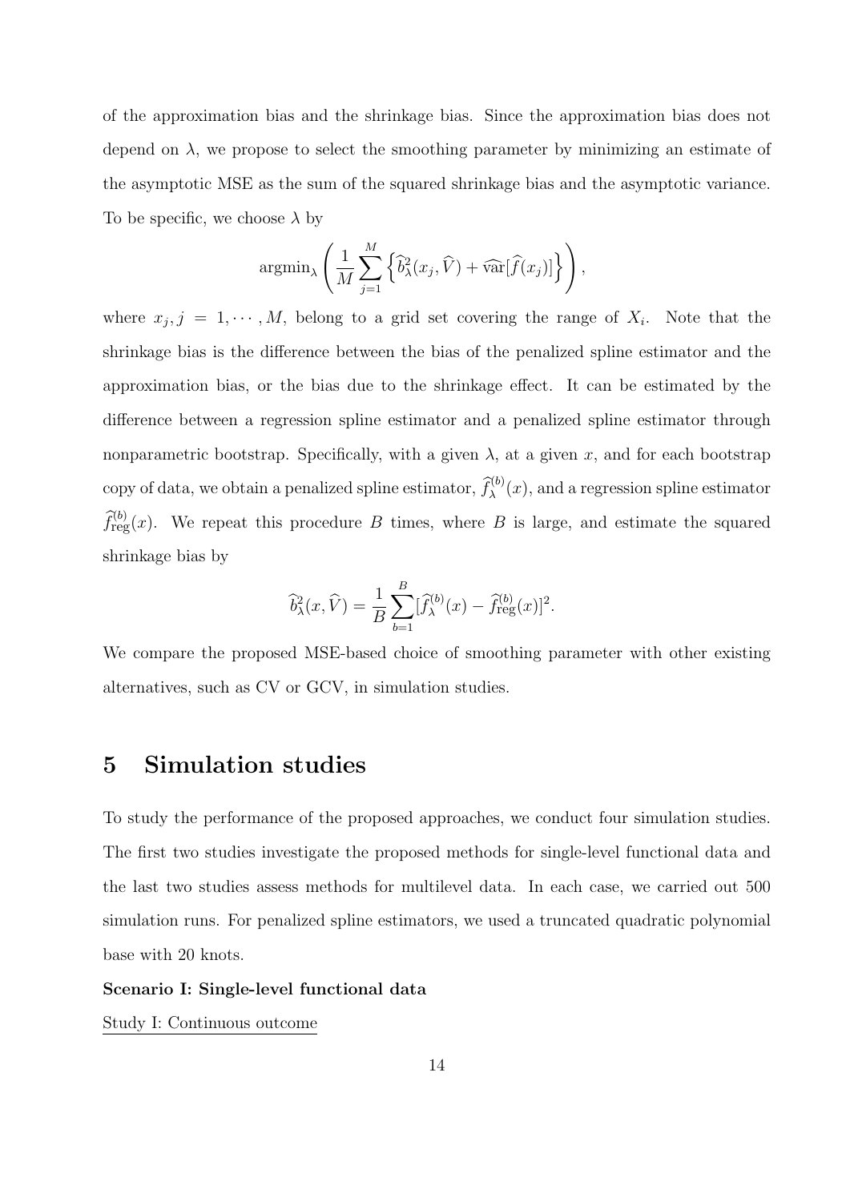of the approximation bias and the shrinkage bias. Since the approximation bias does not depend on $\lambda$, we propose to select the smoothing parameter by minimizing an estimate of the asymptotic MSE as the sum of the squared shrinkage bias and the asymptotic variance. To be specific, we choose $\lambda$ by

$$\text{argmin}_\lambda \left( \frac{1}{M} \sum_{j=1}^{M} \left\{ \widehat{b}_\lambda^2(x_j, \widehat{V}) + \widehat{\text{var}}[\widehat{f}(x_j)] \right\} \right),$$

where $x_j, j = 1, \cdots, M$, belong to a grid set covering the range of $X_i$. Note that the shrinkage bias is the difference between the bias of the penalized spline estimator and the approximation bias, or the bias due to the shrinkage effect. It can be estimated by the difference between a regression spline estimator and a penalized spline estimator through nonparametric bootstrap. Specifically, with a given $\lambda$, at a given $x$, and for each bootstrap copy of data, we obtain a penalized spline estimator, $\widehat{f}_\lambda^{(b)}(x)$, and a regression spline estimator $\widehat{f}_{\text{reg}}^{(b)}(x)$. We repeat this procedure $B$ times, where $B$ is large, and estimate the squared shrinkage bias by

$$\widehat{b}_\lambda^2(x, \widehat{V}) = \frac{1}{B} \sum_{b=1}^{B} [\widehat{f}_\lambda^{(b)}(x) - \widehat{f}_{\text{reg}}^{(b)}(x)]^2.$$

We compare the proposed MSE-based choice of smoothing parameter with other existing alternatives, such as CV or GCV, in simulation studies.

## 5 Simulation studies

To study the performance of the proposed approaches, we conduct four simulation studies. The first two studies investigate the proposed methods for single-level functional data and the last two studies assess methods for multilevel data. In each case, we carried out 500 simulation runs. For penalized spline estimators, we used a truncated quadratic polynomial base with 20 knots.

**Scenario I: Single-level functional data**

Study I: Continuous outcome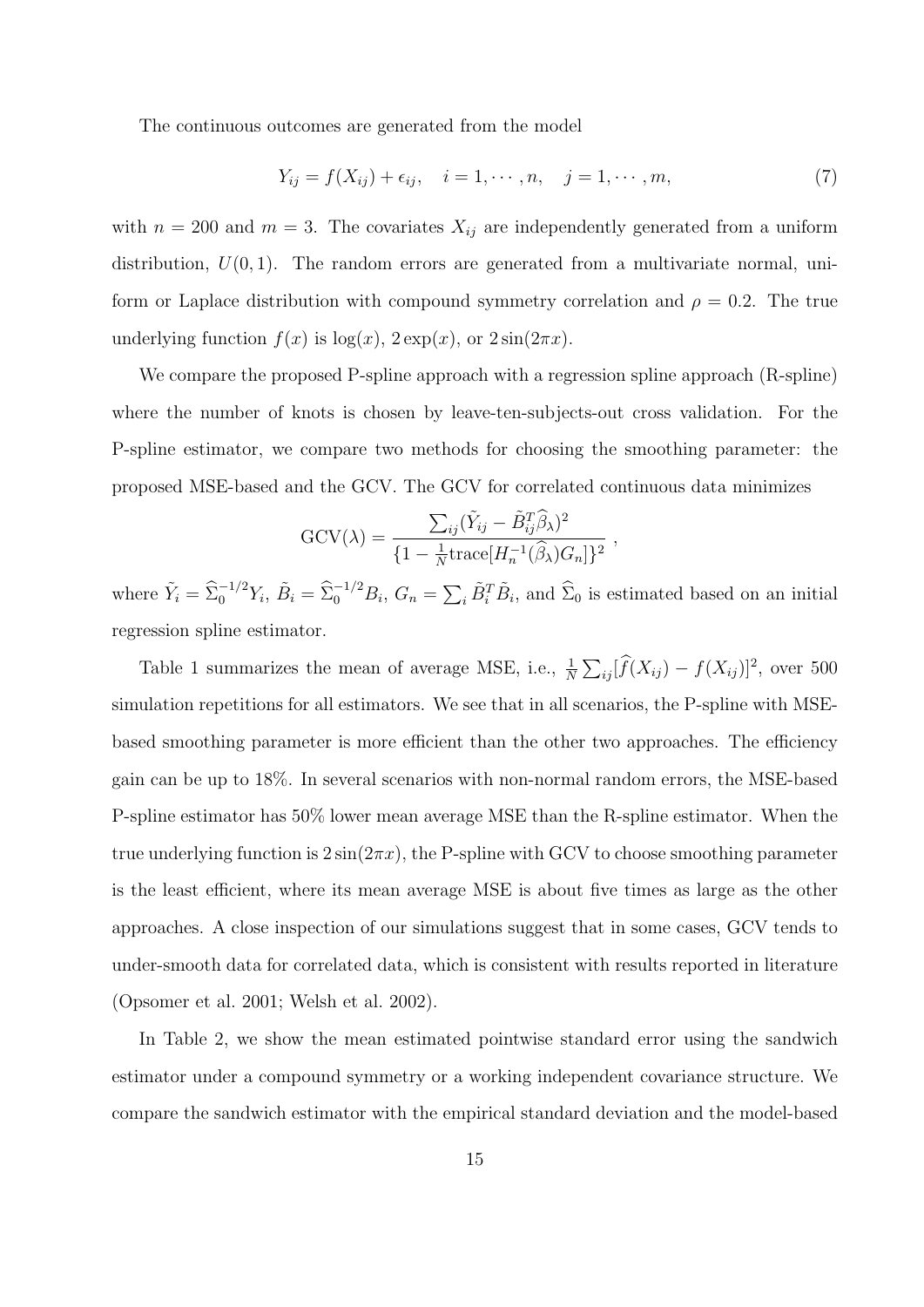The continuous outcomes are generated from the model

$$Y_{ij} = f(X_{ij}) + \epsilon_{ij}, \quad i = 1, \cdots, n, \quad j = 1, \cdots, m, \tag{7}$$

with $n = 200$ and $m = 3$. The covariates $X_{ij}$ are independently generated from a uniform distribution, $U(0, 1)$. The random errors are generated from a multivariate normal, uniform or Laplace distribution with compound symmetry correlation and $\rho = 0.2$. The true underlying function $f(x)$ is $\log(x)$, $2\exp(x)$, or $2\sin(2\pi x)$.

We compare the proposed P-spline approach with a regression spline approach (R-spline) where the number of knots is chosen by leave-ten-subjects-out cross validation. For the P-spline estimator, we compare two methods for choosing the smoothing parameter: the proposed MSE-based and the GCV. The GCV for correlated continuous data minimizes

$$\text{GCV}(\lambda) = \frac{\sum_{ij}(\tilde{Y}_{ij} - \tilde{B}_{ij}^T \widehat{\beta}_\lambda)^2}{\{1 - \frac{1}{N}\text{trace}[H_n^{-1}(\widehat{\beta}_\lambda)G_n]\}^2} \, ,$$

where $\tilde{Y}_i = \widehat{\Sigma}_0^{-1/2} Y_i$, $\tilde{B}_i = \widehat{\Sigma}_0^{-1/2} B_i$, $G_n = \sum_i \tilde{B}_i^T \tilde{B}_i$, and $\widehat{\Sigma}_0$ is estimated based on an initial regression spline estimator.

Table 1 summarizes the mean of average MSE, i.e., $\frac{1}{N}\sum_{ij}[\widehat{f}(X_{ij}) - f(X_{ij})]^2$, over 500 simulation repetitions for all estimators. We see that in all scenarios, the P-spline with MSE-based smoothing parameter is more efficient than the other two approaches. The efficiency gain can be up to 18%. In several scenarios with non-normal random errors, the MSE-based P-spline estimator has 50% lower mean average MSE than the R-spline estimator. When the true underlying function is $2\sin(2\pi x)$, the P-spline with GCV to choose smoothing parameter is the least efficient, where its mean average MSE is about five times as large as the other approaches. A close inspection of our simulations suggest that in some cases, GCV tends to under-smooth data for correlated data, which is consistent with results reported in literature (Opsomer et al. 2001; Welsh et al. 2002).

In Table 2, we show the mean estimated pointwise standard error using the sandwich estimator under a compound symmetry or a working independent covariance structure. We compare the sandwich estimator with the empirical standard deviation and the model-based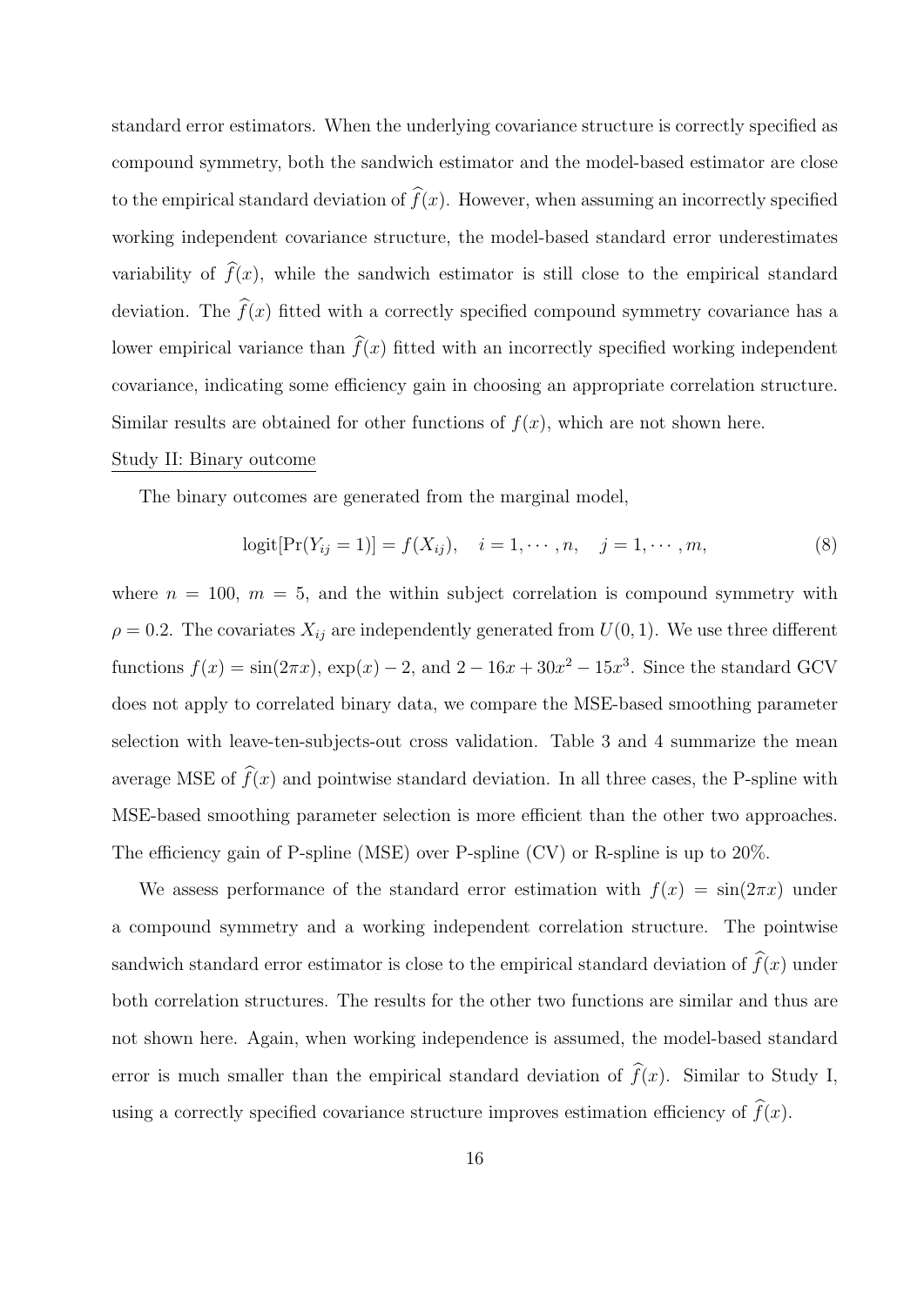standard error estimators. When the underlying covariance structure is correctly specified as compound symmetry, both the sandwich estimator and the model-based estimator are close to the empirical standard deviation of $\widehat{f}(x)$. However, when assuming an incorrectly specified working independent covariance structure, the model-based standard error underestimates variability of $\widehat{f}(x)$, while the sandwich estimator is still close to the empirical standard deviation. The $\widehat{f}(x)$ fitted with a correctly specified compound symmetry covariance has a lower empirical variance than $\widehat{f}(x)$ fitted with an incorrectly specified working independent covariance, indicating some efficiency gain in choosing an appropriate correlation structure. Similar results are obtained for other functions of $f(x)$, which are not shown here.

Study II: Binary outcome

The binary outcomes are generated from the marginal model,

$$\text{logit}[\Pr(Y_{ij} = 1)] = f(X_{ij}), \quad i = 1, \cdots, n, \quad j = 1, \cdots, m, \tag{8}$$

where $n = 100$, $m = 5$, and the within subject correlation is compound symmetry with $\rho = 0.2$. The covariates $X_{ij}$ are independently generated from $U(0, 1)$. We use three different functions $f(x) = \sin(2\pi x)$, $\exp(x) - 2$, and $2 - 16x + 30x^2 - 15x^3$. Since the standard GCV does not apply to correlated binary data, we compare the MSE-based smoothing parameter selection with leave-ten-subjects-out cross validation. Table 3 and 4 summarize the mean average MSE of $\widehat{f}(x)$ and pointwise standard deviation. In all three cases, the P-spline with MSE-based smoothing parameter selection is more efficient than the other two approaches. The efficiency gain of P-spline (MSE) over P-spline (CV) or R-spline is up to 20%.

We assess performance of the standard error estimation with $f(x) = \sin(2\pi x)$ under a compound symmetry and a working independent correlation structure. The pointwise sandwich standard error estimator is close to the empirical standard deviation of $\widehat{f}(x)$ under both correlation structures. The results for the other two functions are similar and thus are not shown here. Again, when working independence is assumed, the model-based standard error is much smaller than the empirical standard deviation of $\widehat{f}(x)$. Similar to Study I, using a correctly specified covariance structure improves estimation efficiency of $\widehat{f}(x)$.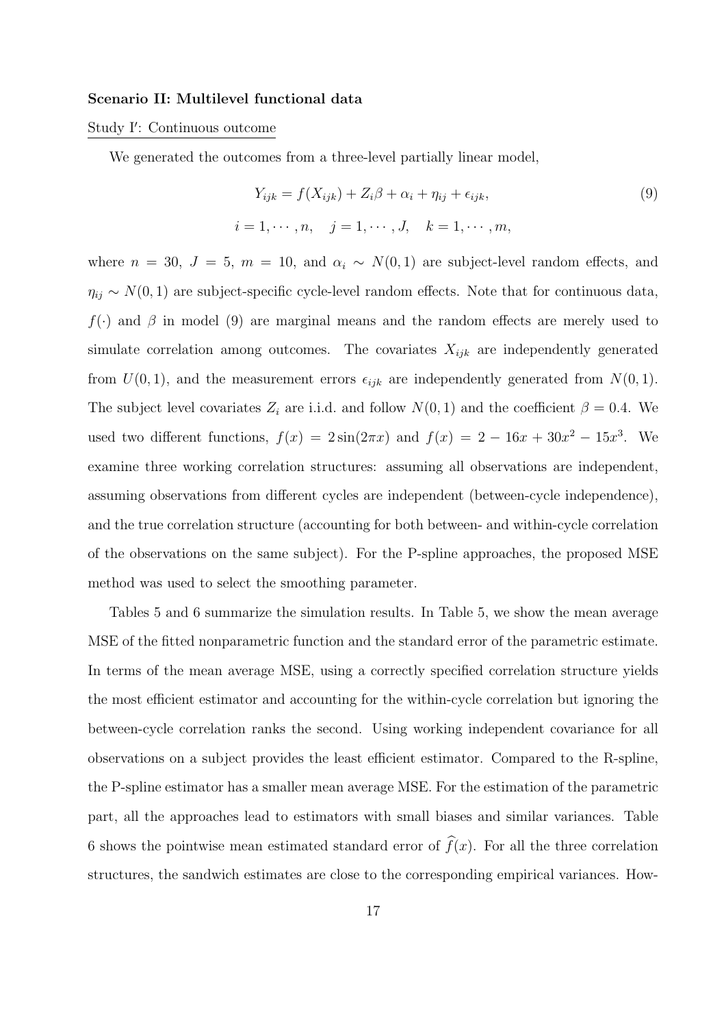**Scenario II: Multilevel functional data**

Study I$'$: Continuous outcome

We generated the outcomes from a three-level partially linear model,

$$Y_{ijk} = f(X_{ijk}) + Z_i\beta + \alpha_i + \eta_{ij} + \epsilon_{ijk}, \tag{9}$$

$$i = 1, \cdots, n, \quad j = 1, \cdots, J, \quad k = 1, \cdots, m,$$

where $n = 30$, $J = 5$, $m = 10$, and $\alpha_i \sim N(0, 1)$ are subject-level random effects, and $\eta_{ij} \sim N(0, 1)$ are subject-specific cycle-level random effects. Note that for continuous data, $f(\cdot)$ and $\beta$ in model (9) are marginal means and the random effects are merely used to simulate correlation among outcomes. The covariates $X_{ijk}$ are independently generated from $U(0, 1)$, and the measurement errors $\epsilon_{ijk}$ are independently generated from $N(0, 1)$. The subject level covariates $Z_i$ are i.i.d. and follow $N(0, 1)$ and the coefficient $\beta = 0.4$. We used two different functions, $f(x) = 2\sin(2\pi x)$ and $f(x) = 2 - 16x + 30x^2 - 15x^3$. We examine three working correlation structures: assuming all observations are independent, assuming observations from different cycles are independent (between-cycle independence), and the true correlation structure (accounting for both between- and within-cycle correlation of the observations on the same subject). For the P-spline approaches, the proposed MSE method was used to select the smoothing parameter.

Tables 5 and 6 summarize the simulation results. In Table 5, we show the mean average MSE of the fitted nonparametric function and the standard error of the parametric estimate. In terms of the mean average MSE, using a correctly specified correlation structure yields the most efficient estimator and accounting for the within-cycle correlation but ignoring the between-cycle correlation ranks the second. Using working independent covariance for all observations on a subject provides the least efficient estimator. Compared to the R-spline, the P-spline estimator has a smaller mean average MSE. For the estimation of the parametric part, all the approaches lead to estimators with small biases and similar variances. Table 6 shows the pointwise mean estimated standard error of $\widehat{f}(x)$. For all the three correlation structures, the sandwich estimates are close to the corresponding empirical variances. How-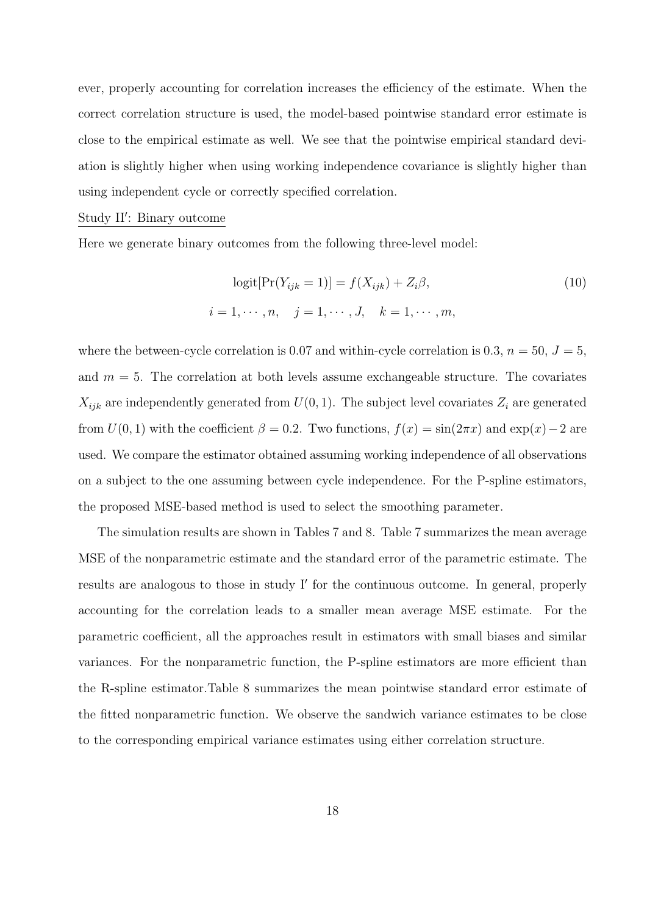ever, properly accounting for correlation increases the efficiency of the estimate. When the correct correlation structure is used, the model-based pointwise standard error estimate is close to the empirical estimate as well. We see that the pointwise empirical standard deviation is slightly higher when using working independence covariance is slightly higher than using independent cycle or correctly specified correlation.

Study II$'$: Binary outcome

Here we generate binary outcomes from the following three-level model:

$$\text{logit}[\Pr(Y_{ijk} = 1)] = f(X_{ijk}) + Z_i\beta, \tag{10}$$
$$i = 1, \cdots, n, \quad j = 1, \cdots, J, \quad k = 1, \cdots, m,$$

where the between-cycle correlation is 0.07 and within-cycle correlation is 0.3, $n = 50$, $J = 5$, and $m = 5$. The correlation at both levels assume exchangeable structure. The covariates $X_{ijk}$ are independently generated from $U(0, 1)$. The subject level covariates $Z_i$ are generated from $U(0, 1)$ with the coefficient $\beta = 0.2$. Two functions, $f(x) = \sin(2\pi x)$ and $\exp(x) - 2$ are used. We compare the estimator obtained assuming working independence of all observations on a subject to the one assuming between cycle independence. For the P-spline estimators, the proposed MSE-based method is used to select the smoothing parameter.

The simulation results are shown in Tables 7 and 8. Table 7 summarizes the mean average MSE of the nonparametric estimate and the standard error of the parametric estimate. The results are analogous to those in study I$'$ for the continuous outcome. In general, properly accounting for the correlation leads to a smaller mean average MSE estimate. For the parametric coefficient, all the approaches result in estimators with small biases and similar variances. For the nonparametric function, the P-spline estimators are more efficient than the R-spline estimator.Table 8 summarizes the mean pointwise standard error estimate of the fitted nonparametric function. We observe the sandwich variance estimates to be close to the corresponding empirical variance estimates using either correlation structure.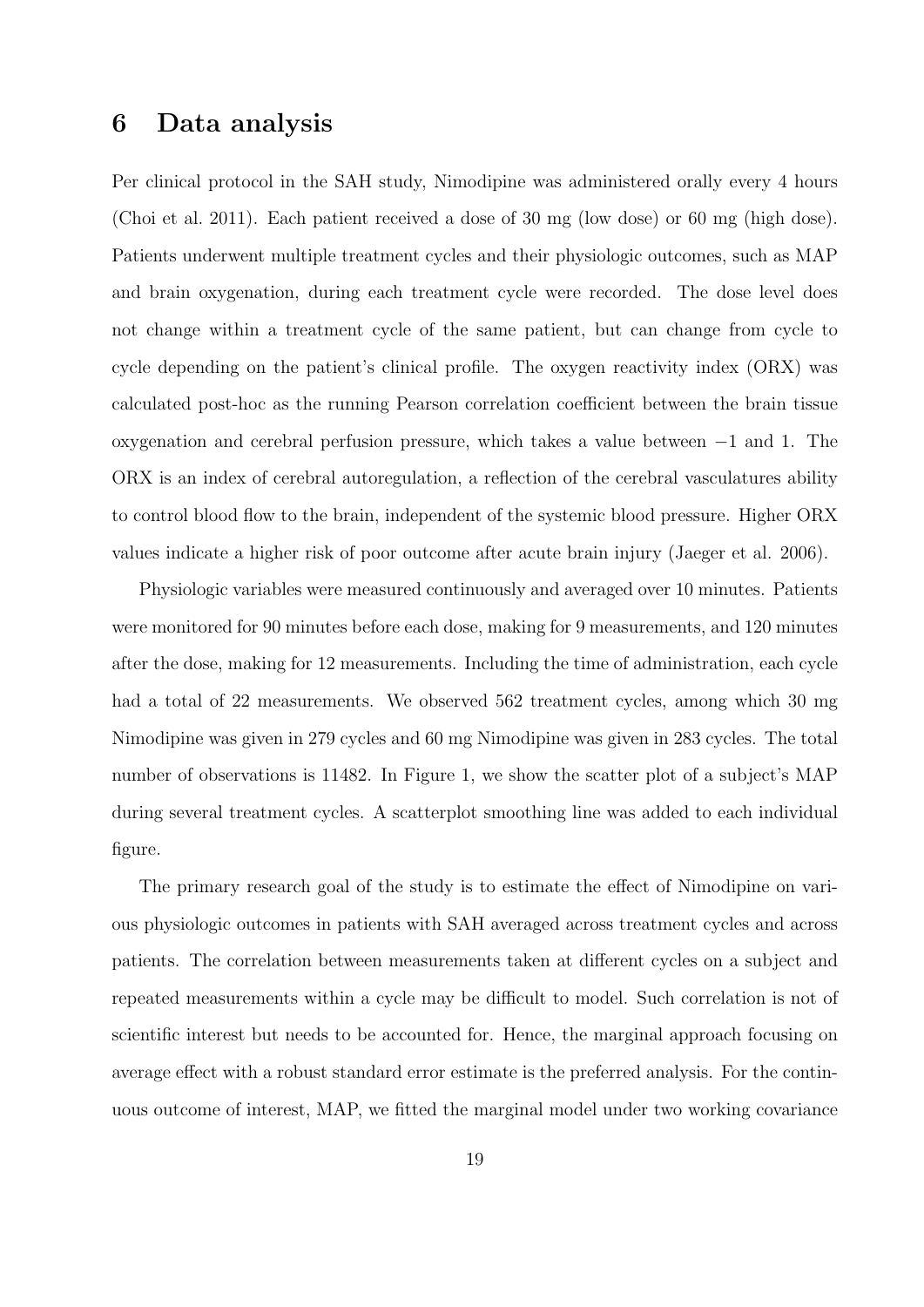## 6 Data analysis

Per clinical protocol in the SAH study, Nimodipine was administered orally every 4 hours (Choi et al. 2011). Each patient received a dose of 30 mg (low dose) or 60 mg (high dose). Patients underwent multiple treatment cycles and their physiologic outcomes, such as MAP and brain oxygenation, during each treatment cycle were recorded. The dose level does not change within a treatment cycle of the same patient, but can change from cycle to cycle depending on the patient's clinical profile. The oxygen reactivity index (ORX) was calculated post-hoc as the running Pearson correlation coefficient between the brain tissue oxygenation and cerebral perfusion pressure, which takes a value between $-1$ and 1. The ORX is an index of cerebral autoregulation, a reflection of the cerebral vasculatures ability to control blood flow to the brain, independent of the systemic blood pressure. Higher ORX values indicate a higher risk of poor outcome after acute brain injury (Jaeger et al. 2006).

Physiologic variables were measured continuously and averaged over 10 minutes. Patients were monitored for 90 minutes before each dose, making for 9 measurements, and 120 minutes after the dose, making for 12 measurements. Including the time of administration, each cycle had a total of 22 measurements. We observed 562 treatment cycles, among which 30 mg Nimodipine was given in 279 cycles and 60 mg Nimodipine was given in 283 cycles. The total number of observations is 11482. In Figure 1, we show the scatter plot of a subject's MAP during several treatment cycles. A scatterplot smoothing line was added to each individual figure.

The primary research goal of the study is to estimate the effect of Nimodipine on various physiologic outcomes in patients with SAH averaged across treatment cycles and across patients. The correlation between measurements taken at different cycles on a subject and repeated measurements within a cycle may be difficult to model. Such correlation is not of scientific interest but needs to be accounted for. Hence, the marginal approach focusing on average effect with a robust standard error estimate is the preferred analysis. For the continuous outcome of interest, MAP, we fitted the marginal model under two working covariance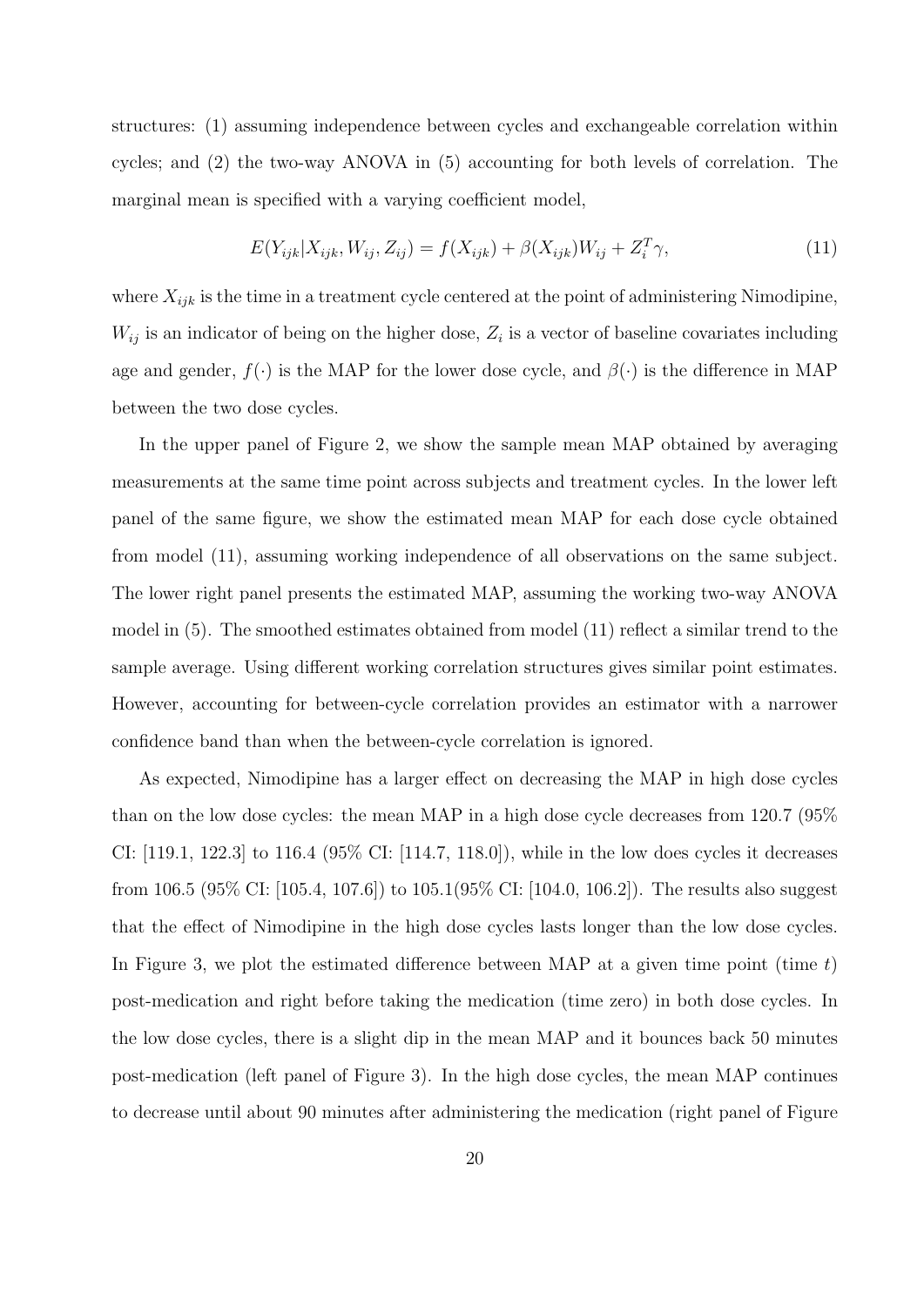structures: (1) assuming independence between cycles and exchangeable correlation within cycles; and (2) the two-way ANOVA in (5) accounting for both levels of correlation. The marginal mean is specified with a varying coefficient model,

$$E(Y_{ijk}|X_{ijk}, W_{ij}, Z_{ij}) = f(X_{ijk}) + \beta(X_{ijk})W_{ij} + Z_i^T\gamma, \tag{11}$$

where $X_{ijk}$ is the time in a treatment cycle centered at the point of administering Nimodipine, $W_{ij}$ is an indicator of being on the higher dose, $Z_i$ is a vector of baseline covariates including age and gender, $f(\cdot)$ is the MAP for the lower dose cycle, and $\beta(\cdot)$ is the difference in MAP between the two dose cycles.

In the upper panel of Figure 2, we show the sample mean MAP obtained by averaging measurements at the same time point across subjects and treatment cycles. In the lower left panel of the same figure, we show the estimated mean MAP for each dose cycle obtained from model (11), assuming working independence of all observations on the same subject. The lower right panel presents the estimated MAP, assuming the working two-way ANOVA model in (5). The smoothed estimates obtained from model (11) reflect a similar trend to the sample average. Using different working correlation structures gives similar point estimates. However, accounting for between-cycle correlation provides an estimator with a narrower confidence band than when the between-cycle correlation is ignored.

As expected, Nimodipine has a larger effect on decreasing the MAP in high dose cycles than on the low dose cycles: the mean MAP in a high dose cycle decreases from 120.7 (95% CI: [119.1, 122.3] to 116.4 (95% CI: [114.7, 118.0]), while in the low does cycles it decreases from 106.5 (95% CI: [105.4, 107.6]) to 105.1(95% CI: [104.0, 106.2]). The results also suggest that the effect of Nimodipine in the high dose cycles lasts longer than the low dose cycles. In Figure 3, we plot the estimated difference between MAP at a given time point (time $t$) post-medication and right before taking the medication (time zero) in both dose cycles. In the low dose cycles, there is a slight dip in the mean MAP and it bounces back 50 minutes post-medication (left panel of Figure 3). In the high dose cycles, the mean MAP continues to decrease until about 90 minutes after administering the medication (right panel of Figure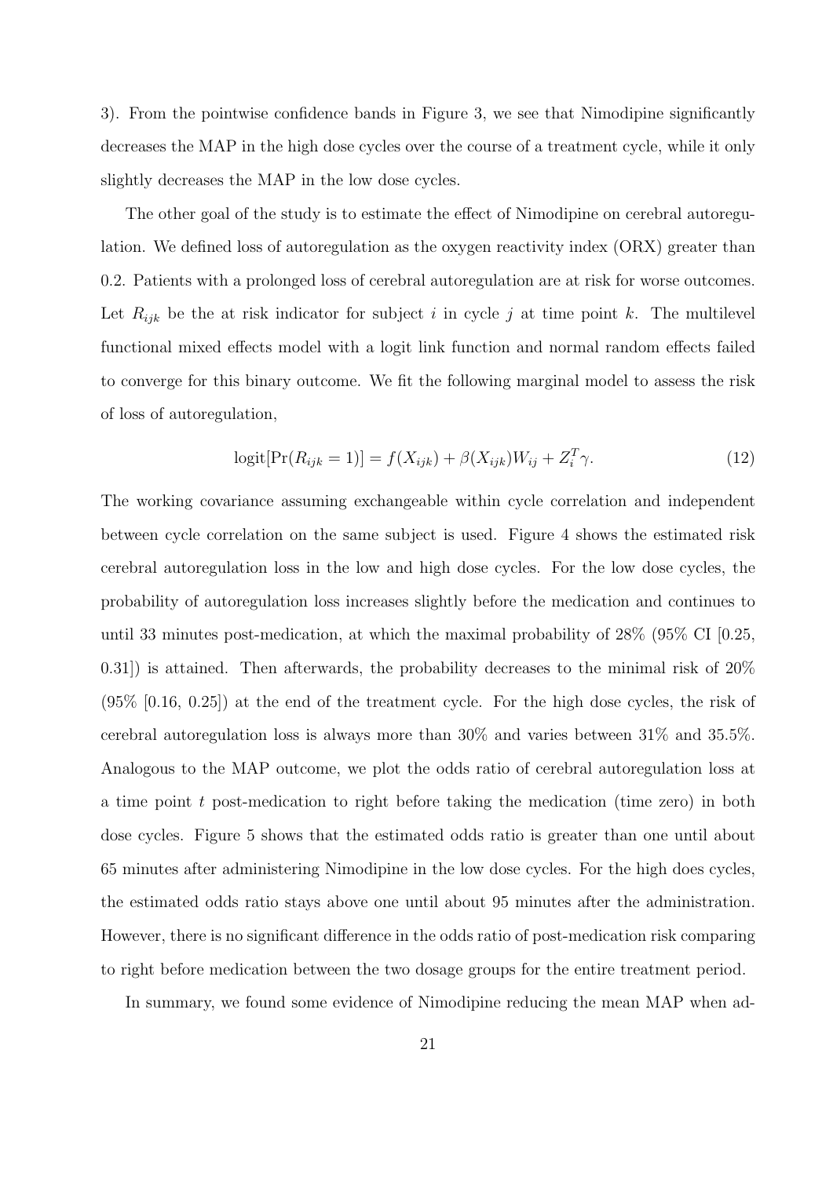3). From the pointwise confidence bands in Figure 3, we see that Nimodipine significantly decreases the MAP in the high dose cycles over the course of a treatment cycle, while it only slightly decreases the MAP in the low dose cycles.

The other goal of the study is to estimate the effect of Nimodipine on cerebral autoregulation. We defined loss of autoregulation as the oxygen reactivity index (ORX) greater than 0.2. Patients with a prolonged loss of cerebral autoregulation are at risk for worse outcomes. Let $R_{ijk}$ be the at risk indicator for subject $i$ in cycle $j$ at time point $k$. The multilevel functional mixed effects model with a logit link function and normal random effects failed to converge for this binary outcome. We fit the following marginal model to assess the risk of loss of autoregulation,

$$\text{logit}[\Pr(R_{ijk} = 1)] = f(X_{ijk}) + \beta(X_{ijk})W_{ij} + Z_i^T \gamma. \tag{12}$$

The working covariance assuming exchangeable within cycle correlation and independent between cycle correlation on the same subject is used. Figure 4 shows the estimated risk cerebral autoregulation loss in the low and high dose cycles. For the low dose cycles, the probability of autoregulation loss increases slightly before the medication and continues to until 33 minutes post-medication, at which the maximal probability of 28% (95% CI [0.25, 0.31]) is attained. Then afterwards, the probability decreases to the minimal risk of 20% (95% [0.16, 0.25]) at the end of the treatment cycle. For the high dose cycles, the risk of cerebral autoregulation loss is always more than 30% and varies between 31% and 35.5%. Analogous to the MAP outcome, we plot the odds ratio of cerebral autoregulation loss at a time point $t$ post-medication to right before taking the medication (time zero) in both dose cycles. Figure 5 shows that the estimated odds ratio is greater than one until about 65 minutes after administering Nimodipine in the low dose cycles. For the high does cycles, the estimated odds ratio stays above one until about 95 minutes after the administration. However, there is no significant difference in the odds ratio of post-medication risk comparing to right before medication between the two dosage groups for the entire treatment period.

In summary, we found some evidence of Nimodipine reducing the mean MAP when ad-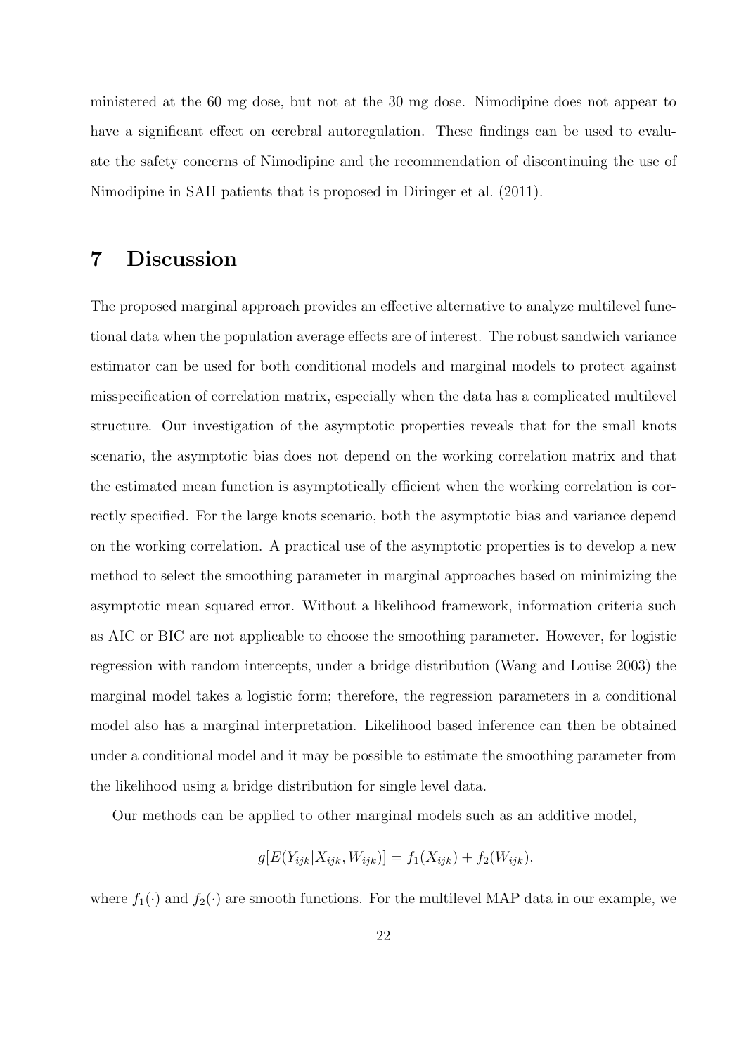ministered at the 60 mg dose, but not at the 30 mg dose. Nimodipine does not appear to have a significant effect on cerebral autoregulation. These findings can be used to evaluate the safety concerns of Nimodipine and the recommendation of discontinuing the use of Nimodipine in SAH patients that is proposed in Diringer et al. (2011).

# 7 Discussion

The proposed marginal approach provides an effective alternative to analyze multilevel functional data when the population average effects are of interest. The robust sandwich variance estimator can be used for both conditional models and marginal models to protect against misspecification of correlation matrix, especially when the data has a complicated multilevel structure. Our investigation of the asymptotic properties reveals that for the small knots scenario, the asymptotic bias does not depend on the working correlation matrix and that the estimated mean function is asymptotically efficient when the working correlation is correctly specified. For the large knots scenario, both the asymptotic bias and variance depend on the working correlation. A practical use of the asymptotic properties is to develop a new method to select the smoothing parameter in marginal approaches based on minimizing the asymptotic mean squared error. Without a likelihood framework, information criteria such as AIC or BIC are not applicable to choose the smoothing parameter. However, for logistic regression with random intercepts, under a bridge distribution (Wang and Louise 2003) the marginal model takes a logistic form; therefore, the regression parameters in a conditional model also has a marginal interpretation. Likelihood based inference can then be obtained under a conditional model and it may be possible to estimate the smoothing parameter from the likelihood using a bridge distribution for single level data.

Our methods can be applied to other marginal models such as an additive model,

$$g[E(Y_{ijk}|X_{ijk}, W_{ijk})] = f_1(X_{ijk}) + f_2(W_{ijk}),$$

where $f_1(\cdot)$ and $f_2(\cdot)$ are smooth functions. For the multilevel MAP data in our example, we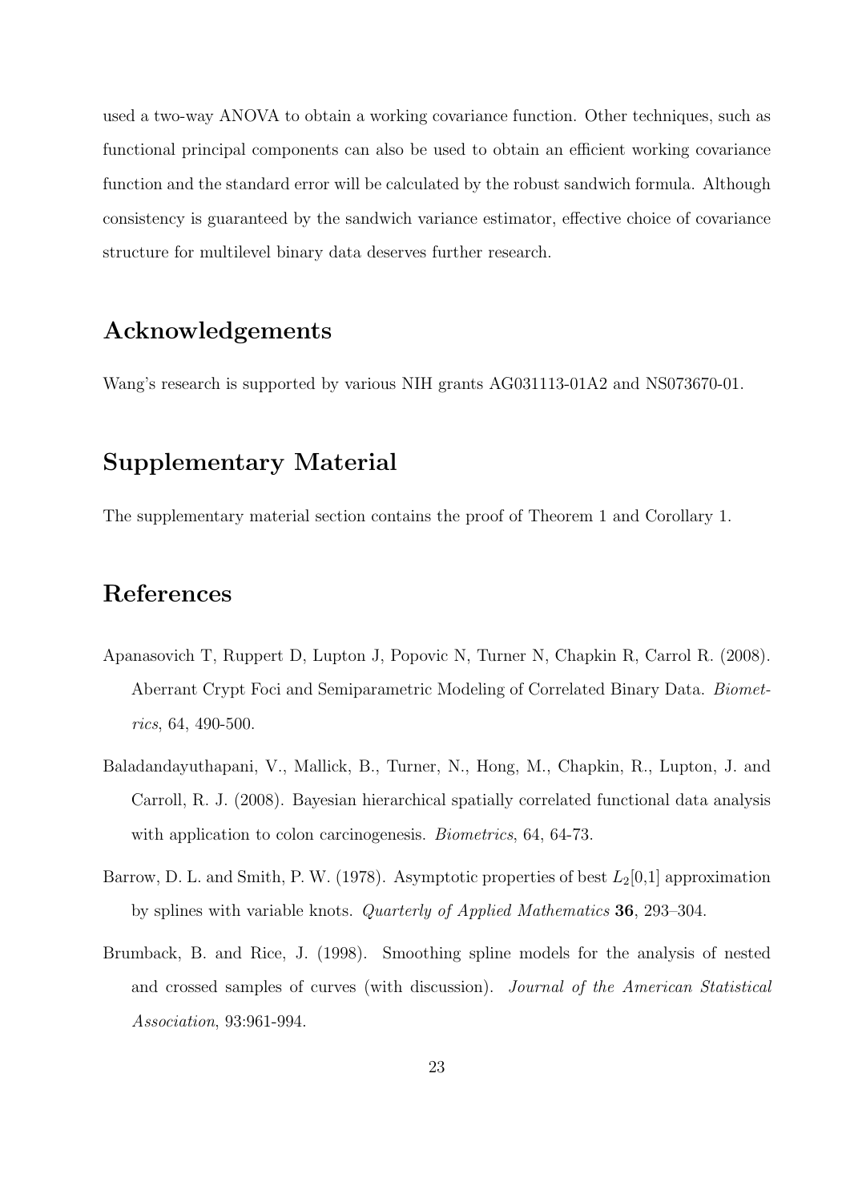used a two-way ANOVA to obtain a working covariance function. Other techniques, such as functional principal components can also be used to obtain an efficient working covariance function and the standard error will be calculated by the robust sandwich formula. Although consistency is guaranteed by the sandwich variance estimator, effective choice of covariance structure for multilevel binary data deserves further research.

## Acknowledgements

Wang's research is supported by various NIH grants AG031113-01A2 and NS073670-01.

## Supplementary Material

The supplementary material section contains the proof of Theorem 1 and Corollary 1.

## References

Apanasovich T, Ruppert D, Lupton J, Popovic N, Turner N, Chapkin R, Carrol R. (2008). Aberrant Crypt Foci and Semiparametric Modeling of Correlated Binary Data. *Biometrics*, 64, 490-500.

Baladandayuthapani, V., Mallick, B., Turner, N., Hong, M., Chapkin, R., Lupton, J. and Carroll, R. J. (2008). Bayesian hierarchical spatially correlated functional data analysis with application to colon carcinogenesis. *Biometrics*, 64, 64-73.

Barrow, D. L. and Smith, P. W. (1978). Asymptotic properties of best $L_2[0,1]$ approximation by splines with variable knots. *Quarterly of Applied Mathematics* **36**, 293–304.

Brumback, B. and Rice, J. (1998). Smoothing spline models for the analysis of nested and crossed samples of curves (with discussion). *Journal of the American Statistical Association*, 93:961-994.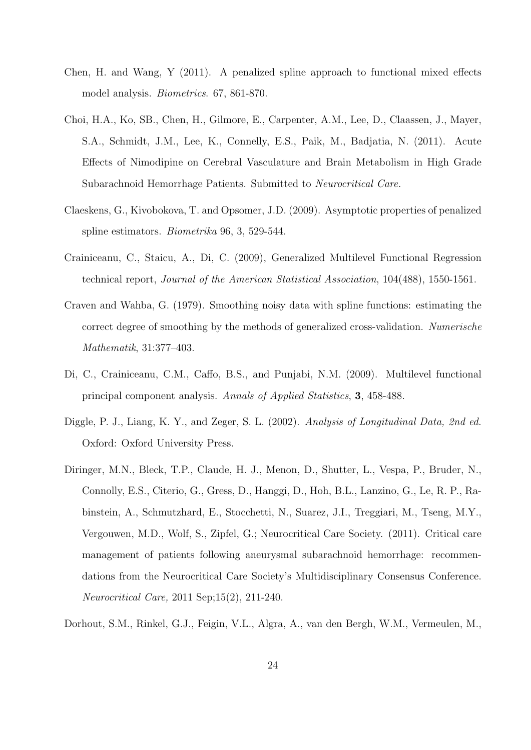Chen, H. and Wang, Y (2011). A penalized spline approach to functional mixed effects model analysis. *Biometrics*. 67, 861-870.

Choi, H.A., Ko, SB., Chen, H., Gilmore, E., Carpenter, A.M., Lee, D., Claassen, J., Mayer, S.A., Schmidt, J.M., Lee, K., Connelly, E.S., Paik, M., Badjatia, N. (2011). Acute Effects of Nimodipine on Cerebral Vasculature and Brain Metabolism in High Grade Subarachnoid Hemorrhage Patients. Submitted to *Neurocritical Care.*

Claeskens, G., Kivobokova, T. and Opsomer, J.D. (2009). Asymptotic properties of penalized spline estimators. *Biometrika* 96, 3, 529-544.

Crainiceanu, C., Staicu, A., Di, C. (2009), Generalized Multilevel Functional Regression technical report, *Journal of the American Statistical Association*, 104(488), 1550-1561.

Craven and Wahba, G. (1979). Smoothing noisy data with spline functions: estimating the correct degree of smoothing by the methods of generalized cross-validation. *Numerische Mathematik*, 31:377–403.

Di, C., Crainiceanu, C.M., Caffo, B.S., and Punjabi, N.M. (2009). Multilevel functional principal component analysis. *Annals of Applied Statistics*, **3**, 458-488.

Diggle, P. J., Liang, K. Y., and Zeger, S. L. (2002). *Analysis of Longitudinal Data, 2nd ed.* Oxford: Oxford University Press.

Diringer, M.N., Bleck, T.P., Claude, H. J., Menon, D., Shutter, L., Vespa, P., Bruder, N., Connolly, E.S., Citerio, G., Gress, D., Hanggi, D., Hoh, B.L., Lanzino, G., Le, R. P., Rabinstein, A., Schmutzhard, E., Stocchetti, N., Suarez, J.I., Treggiari, M., Tseng, M.Y., Vergouwen, M.D., Wolf, S., Zipfel, G.; Neurocritical Care Society. (2011). Critical care management of patients following aneurysmal subarachnoid hemorrhage: recommendations from the Neurocritical Care Society's Multidisciplinary Consensus Conference. *Neurocritical Care,* 2011 Sep;15(2), 211-240.

Dorhout, S.M., Rinkel, G.J., Feigin, V.L., Algra, A., van den Bergh, W.M., Vermeulen, M.,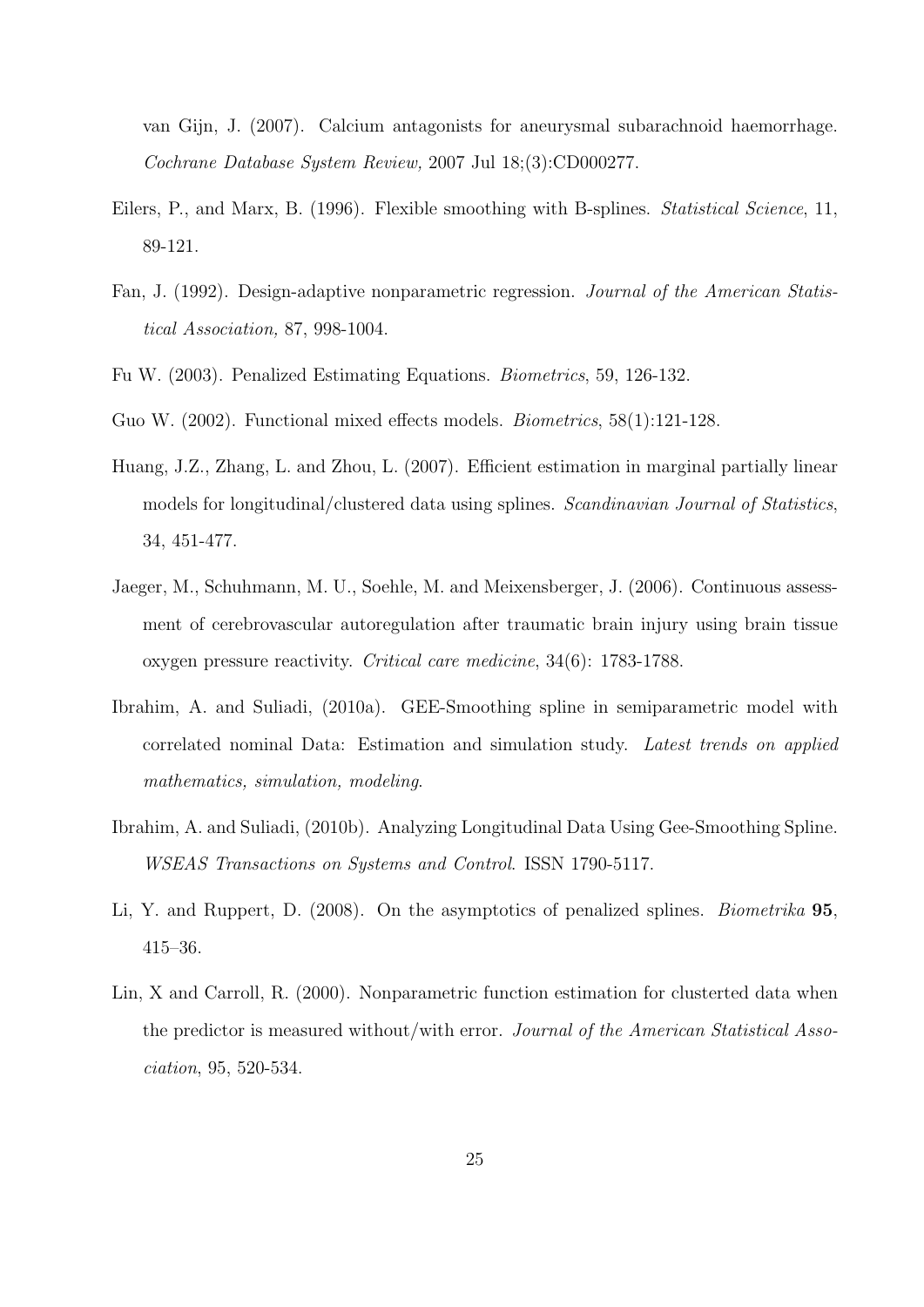van Gijn, J. (2007). Calcium antagonists for aneurysmal subarachnoid haemorrhage. *Cochrane Database System Review,* 2007 Jul 18;(3):CD000277.

Eilers, P., and Marx, B. (1996). Flexible smoothing with B-splines. *Statistical Science*, 11, 89-121.

Fan, J. (1992). Design-adaptive nonparametric regression. *Journal of the American Statistical Association,* 87, 998-1004.

Fu W. (2003). Penalized Estimating Equations. *Biometrics*, 59, 126-132.

Guo W. (2002). Functional mixed effects models. *Biometrics*, 58(1):121-128.

Huang, J.Z., Zhang, L. and Zhou, L. (2007). Efficient estimation in marginal partially linear models for longitudinal/clustered data using splines. *Scandinavian Journal of Statistics*, 34, 451-477.

Jaeger, M., Schuhmann, M. U., Soehle, M. and Meixensberger, J. (2006). Continuous assessment of cerebrovascular autoregulation after traumatic brain injury using brain tissue oxygen pressure reactivity. *Critical care medicine*, 34(6): 1783-1788.

Ibrahim, A. and Suliadi, (2010a). GEE-Smoothing spline in semiparametric model with correlated nominal Data: Estimation and simulation study. *Latest trends on applied mathematics, simulation, modeling*.

Ibrahim, A. and Suliadi, (2010b). Analyzing Longitudinal Data Using Gee-Smoothing Spline. *WSEAS Transactions on Systems and Control*. ISSN 1790-5117.

Li, Y. and Ruppert, D. (2008). On the asymptotics of penalized splines. *Biometrika* **95**, 415–36.

Lin, X and Carroll, R. (2000). Nonparametric function estimation for clusterted data when the predictor is measured without/with error. *Journal of the American Statistical Association*, 95, 520-534.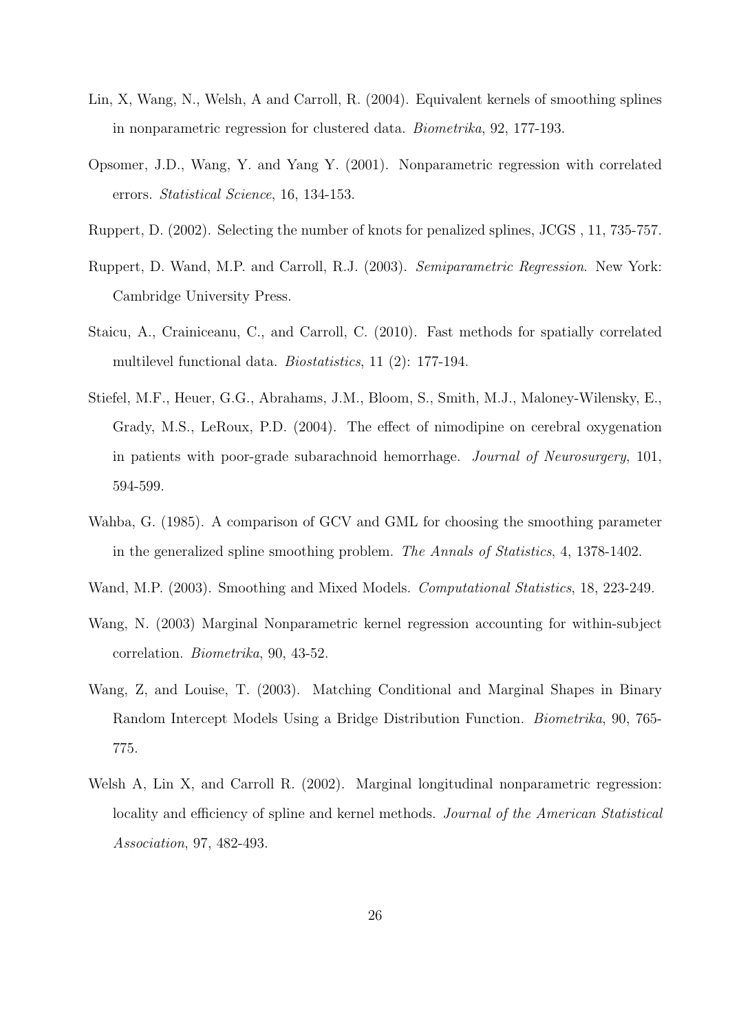Lin, X, Wang, N., Welsh, A and Carroll, R. (2004). Equivalent kernels of smoothing splines in nonparametric regression for clustered data. *Biometrika*, 92, 177-193.

Opsomer, J.D., Wang, Y. and Yang Y. (2001). Nonparametric regression with correlated errors. *Statistical Science*, 16, 134-153.

Ruppert, D. (2002). Selecting the number of knots for penalized splines, JCGS , 11, 735-757.

Ruppert, D. Wand, M.P. and Carroll, R.J. (2003). *Semiparametric Regression*. New York: Cambridge University Press.

Staicu, A., Crainiceanu, C., and Carroll, C. (2010). Fast methods for spatially correlated multilevel functional data. *Biostatistics*, 11 (2): 177-194.

Stiefel, M.F., Heuer, G.G., Abrahams, J.M., Bloom, S., Smith, M.J., Maloney-Wilensky, E., Grady, M.S., LeRoux, P.D. (2004). The effect of nimodipine on cerebral oxygenation in patients with poor-grade subarachnoid hemorrhage. *Journal of Neurosurgery*, 101, 594-599.

Wahba, G. (1985). A comparison of GCV and GML for choosing the smoothing parameter in the generalized spline smoothing problem. *The Annals of Statistics*, 4, 1378-1402.

Wand, M.P. (2003). Smoothing and Mixed Models. *Computational Statistics*, 18, 223-249.

Wang, N. (2003) Marginal Nonparametric kernel regression accounting for within-subject correlation. *Biometrika*, 90, 43-52.

Wang, Z, and Louise, T. (2003). Matching Conditional and Marginal Shapes in Binary Random Intercept Models Using a Bridge Distribution Function. *Biometrika*, 90, 765-775.

Welsh A, Lin X, and Carroll R. (2002). Marginal longitudinal nonparametric regression: locality and efficiency of spline and kernel methods. *Journal of the American Statistical Association*, 97, 482-493.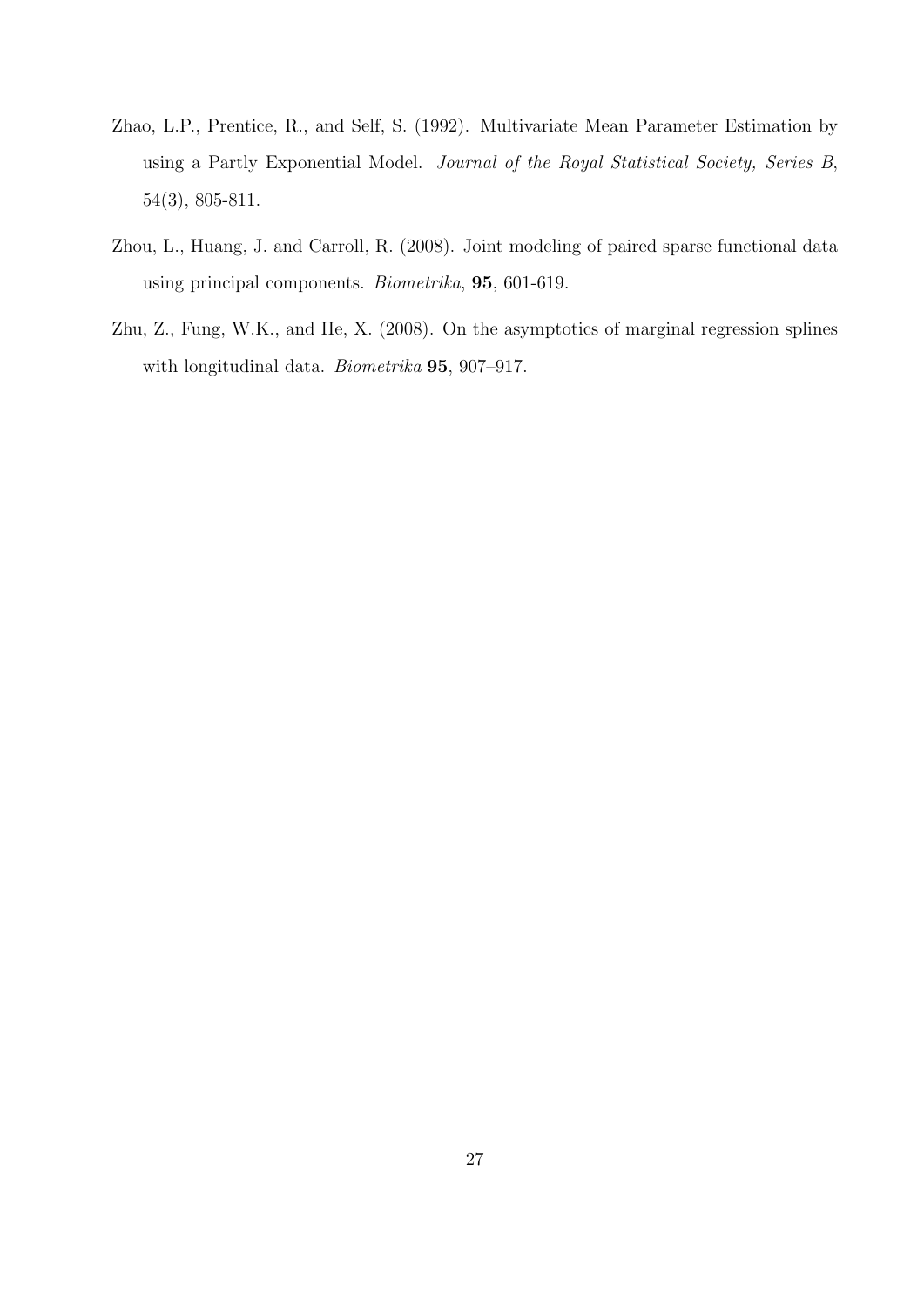Zhao, L.P., Prentice, R., and Self, S. (1992). Multivariate Mean Parameter Estimation by using a Partly Exponential Model. *Journal of the Royal Statistical Society, Series B*, 54(3), 805-811.

Zhou, L., Huang, J. and Carroll, R. (2008). Joint modeling of paired sparse functional data using principal components. *Biometrika*, **95**, 601-619.

Zhu, Z., Fung, W.K., and He, X. (2008). On the asymptotics of marginal regression splines with longitudinal data. *Biometrika* **95**, 907–917.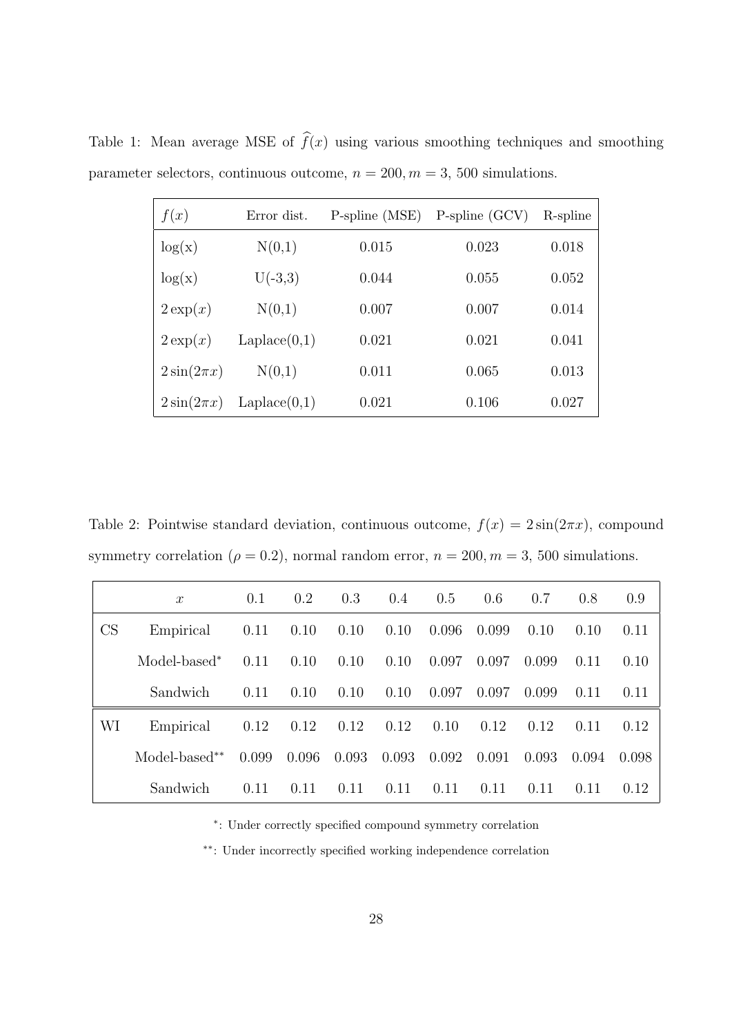Table 1: Mean average MSE of $\widehat{f}(x)$ using various smoothing techniques and smoothing parameter selectors, continuous outcome, $n = 200, m = 3$, 500 simulations.

| $f(x)$ | Error dist. | P-spline (MSE) | P-spline (GCV) | R-spline |
|---|---|---|---|---|
| log(x) | N(0,1) | 0.015 | 0.023 | 0.018 |
| log(x) | U(-3,3) | 0.044 | 0.055 | 0.052 |
| $2\exp(x)$ | N(0,1) | 0.007 | 0.007 | 0.014 |
| $2\exp(x)$ | Laplace(0,1) | 0.021 | 0.021 | 0.041 |
| $2\sin(2\pi x)$ | N(0,1) | 0.011 | 0.065 | 0.013 |
| $2\sin(2\pi x)$ | Laplace(0,1) | 0.021 | 0.106 | 0.027 |

Table 2: Pointwise standard deviation, continuous outcome, $f(x) = 2\sin(2\pi x)$, compound symmetry correlation ($\rho = 0.2$), normal random error, $n = 200, m = 3$, 500 simulations.

| | $x$ | 0.1 | 0.2 | 0.3 | 0.4 | 0.5 | 0.6 | 0.7 | 0.8 | 0.9 |
|---|---|---|---|---|---|---|---|---|---|---|
| CS | Empirical | 0.11 | 0.10 | 0.10 | 0.10 | 0.096 | 0.099 | 0.10 | 0.10 | 0.11 |
| | Model-based* | 0.11 | 0.10 | 0.10 | 0.10 | 0.097 | 0.097 | 0.099 | 0.11 | 0.10 |
| | Sandwich | 0.11 | 0.10 | 0.10 | 0.10 | 0.097 | 0.097 | 0.099 | 0.11 | 0.11 |
| WI | Empirical | 0.12 | 0.12 | 0.12 | 0.12 | 0.10 | 0.12 | 0.12 | 0.11 | 0.12 |
| | Model-based** | 0.099 | 0.096 | 0.093 | 0.093 | 0.092 | 0.091 | 0.093 | 0.094 | 0.098 |
| | Sandwich | 0.11 | 0.11 | 0.11 | 0.11 | 0.11 | 0.11 | 0.11 | 0.11 | 0.12 |

*: Under correctly specified compound symmetry correlation

**: Under incorrectly specified working independence correlation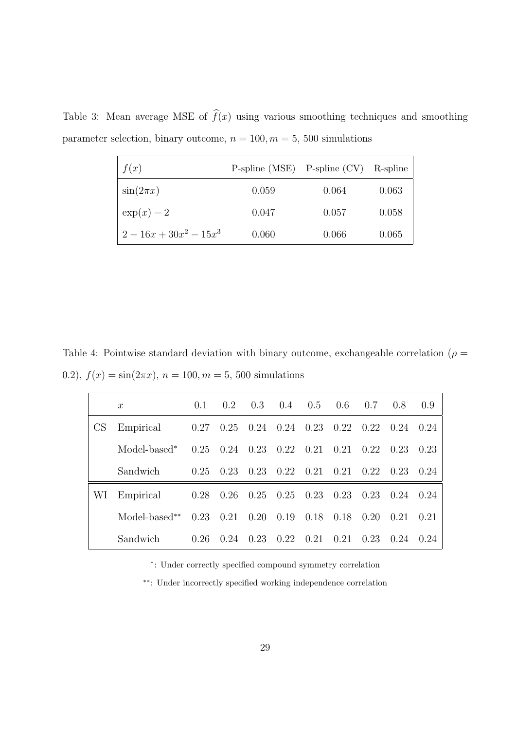Table 3: Mean average MSE of $\widehat{f}(x)$ using various smoothing techniques and smoothing parameter selection, binary outcome, $n = 100, m = 5$, 500 simulations

| $f(x)$ | P-spline (MSE) | P-spline (CV) | R-spline |
|---|---|---|---|
| $\sin(2\pi x)$ | 0.059 | 0.064 | 0.063 |
| $\exp(x) - 2$ | 0.047 | 0.057 | 0.058 |
| $2 - 16x + 30x^2 - 15x^3$ | 0.060 | 0.066 | 0.065 |

Table 4: Pointwise standard deviation with binary outcome, exchangeable correlation ($\rho = 0.2$), $f(x) = \sin(2\pi x)$, $n = 100, m = 5$, 500 simulations

| | $x$ | 0.1 | 0.2 | 0.3 | 0.4 | 0.5 | 0.6 | 0.7 | 0.8 | 0.9 |
|---|---|---|---|---|---|---|---|---|---|---|
| CS | Empirical | 0.27 | 0.25 | 0.24 | 0.24 | 0.23 | 0.22 | 0.22 | 0.24 | 0.24 |
| | Model-based* | 0.25 | 0.24 | 0.23 | 0.22 | 0.21 | 0.21 | 0.22 | 0.23 | 0.23 |
| | Sandwich | 0.25 | 0.23 | 0.23 | 0.22 | 0.21 | 0.21 | 0.22 | 0.23 | 0.24 |
| WI | Empirical | 0.28 | 0.26 | 0.25 | 0.25 | 0.23 | 0.23 | 0.23 | 0.24 | 0.24 |
| | Model-based** | 0.23 | 0.21 | 0.20 | 0.19 | 0.18 | 0.18 | 0.20 | 0.21 | 0.21 |
| | Sandwich | 0.26 | 0.24 | 0.23 | 0.22 | 0.21 | 0.21 | 0.23 | 0.24 | 0.24 |

*: Under correctly specified compound symmetry correlation

**: Under incorrectly specified working independence correlation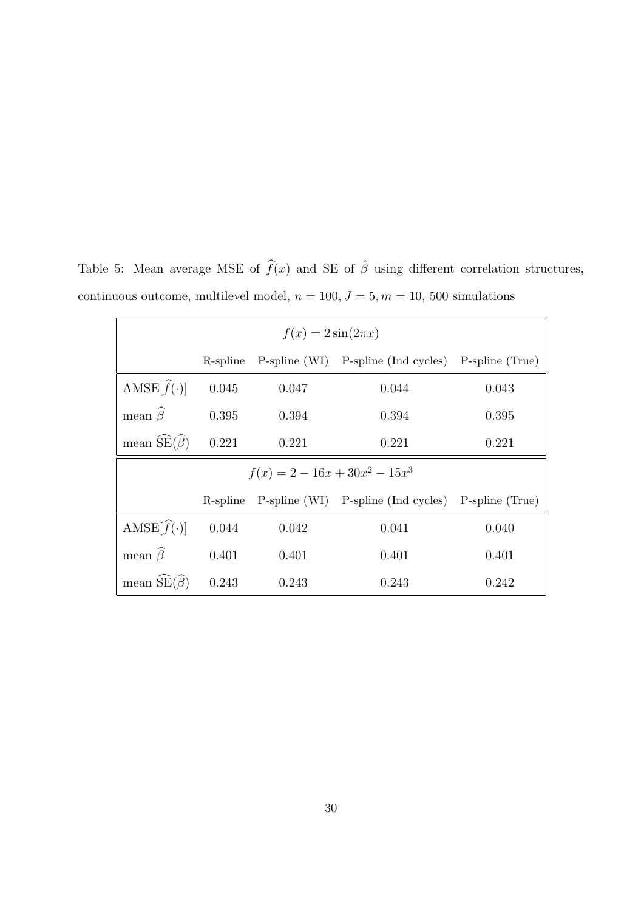Table 5: Mean average MSE of $\widehat{f}(x)$ and SE of $\hat{\beta}$ using different correlation structures, continuous outcome, multilevel model, $n = 100, J = 5, m = 10$, 500 simulations

| $f(x) = 2\sin(2\pi x)$ | | | | |
|---|---|---|---|---|
| | R-spline | P-spline (WI) | P-spline (Ind cycles) | P-spline (True) |
| $\text{AMSE}[\widehat{f}(\cdot)]$ | 0.045 | 0.047 | 0.044 | 0.043 |
| mean $\widehat{\beta}$ | 0.395 | 0.394 | 0.394 | 0.395 |
| mean $\widehat{\text{SE}}(\widehat{\beta})$ | 0.221 | 0.221 | 0.221 | 0.221 |
| $f(x) = 2 - 16x + 30x^2 - 15x^3$ | | | | |
| | R-spline | P-spline (WI) | P-spline (Ind cycles) | P-spline (True) |
| $\text{AMSE}[\widehat{f}(\cdot)]$ | 0.044 | 0.042 | 0.041 | 0.040 |
| mean $\widehat{\beta}$ | 0.401 | 0.401 | 0.401 | 0.401 |
| mean $\widehat{\text{SE}}(\widehat{\beta})$ | 0.243 | 0.243 | 0.243 | 0.242 |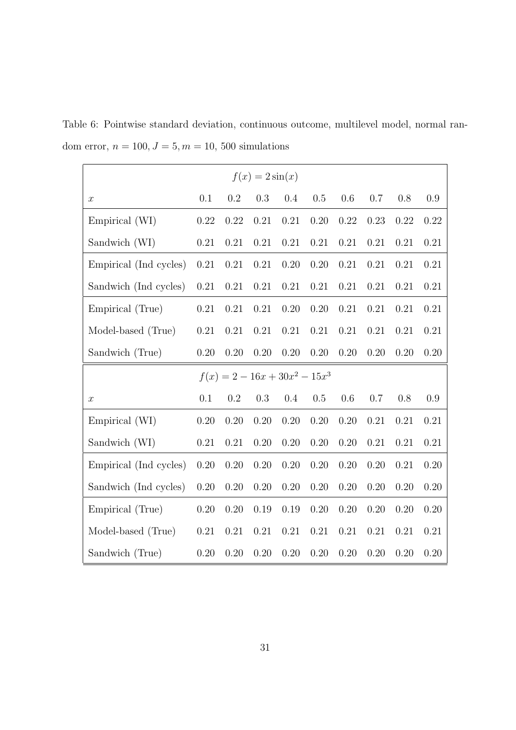Table 6: Pointwise standard deviation, continuous outcome, multilevel model, normal random error, $n = 100, J = 5, m = 10$, 500 simulations

| $f(x) = 2\sin(x)$ | | | | | | | | | |
|---|---|---|---|---|---|---|---|---|---|
| $x$ | 0.1 | 0.2 | 0.3 | 0.4 | 0.5 | 0.6 | 0.7 | 0.8 | 0.9 |
| Empirical (WI) | 0.22 | 0.22 | 0.21 | 0.21 | 0.20 | 0.22 | 0.23 | 0.22 | 0.22 |
| Sandwich (WI) | 0.21 | 0.21 | 0.21 | 0.21 | 0.21 | 0.21 | 0.21 | 0.21 | 0.21 |
| Empirical (Ind cycles) | 0.21 | 0.21 | 0.21 | 0.20 | 0.20 | 0.21 | 0.21 | 0.21 | 0.21 |
| Sandwich (Ind cycles) | 0.21 | 0.21 | 0.21 | 0.21 | 0.21 | 0.21 | 0.21 | 0.21 | 0.21 |
| Empirical (True) | 0.21 | 0.21 | 0.21 | 0.20 | 0.20 | 0.21 | 0.21 | 0.21 | 0.21 |
| Model-based (True) | 0.21 | 0.21 | 0.21 | 0.21 | 0.21 | 0.21 | 0.21 | 0.21 | 0.21 |
| Sandwich (True) | 0.20 | 0.20 | 0.20 | 0.20 | 0.20 | 0.20 | 0.20 | 0.20 | 0.20 |
| $f(x) = 2 - 16x + 30x^2 - 15x^3$ | | | | | | | | | |
| $x$ | 0.1 | 0.2 | 0.3 | 0.4 | 0.5 | 0.6 | 0.7 | 0.8 | 0.9 |
| Empirical (WI) | 0.20 | 0.20 | 0.20 | 0.20 | 0.20 | 0.20 | 0.21 | 0.21 | 0.21 |
| Sandwich (WI) | 0.21 | 0.21 | 0.20 | 0.20 | 0.20 | 0.20 | 0.21 | 0.21 | 0.21 |
| Empirical (Ind cycles) | 0.20 | 0.20 | 0.20 | 0.20 | 0.20 | 0.20 | 0.20 | 0.21 | 0.20 |
| Sandwich (Ind cycles) | 0.20 | 0.20 | 0.20 | 0.20 | 0.20 | 0.20 | 0.20 | 0.20 | 0.20 |
| Empirical (True) | 0.20 | 0.20 | 0.19 | 0.19 | 0.20 | 0.20 | 0.20 | 0.20 | 0.20 |
| Model-based (True) | 0.21 | 0.21 | 0.21 | 0.21 | 0.21 | 0.21 | 0.21 | 0.21 | 0.21 |
| Sandwich (True) | 0.20 | 0.20 | 0.20 | 0.20 | 0.20 | 0.20 | 0.20 | 0.20 | 0.20 |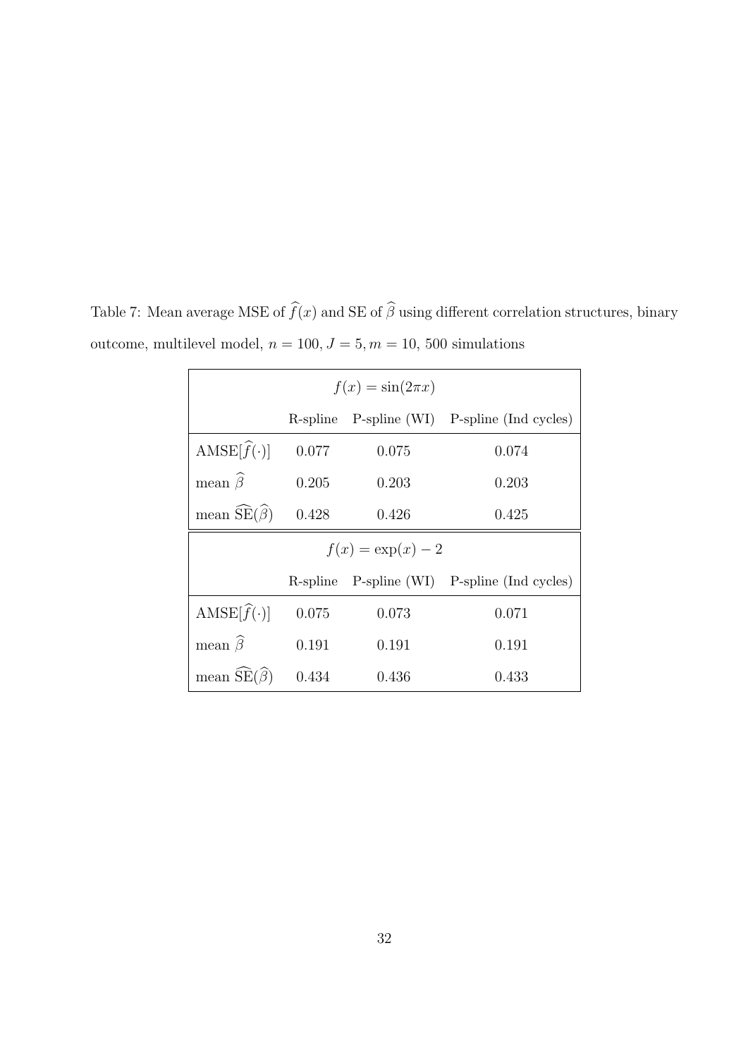Table 7: Mean average MSE of $\widehat{f}(x)$ and SE of $\widehat{\beta}$ using different correlation structures, binary outcome, multilevel model, $n = 100, J = 5, m = 10$, 500 simulations

| $f(x) = \sin(2\pi x)$ | | | |
|---|---|---|---|
| | R-spline | P-spline (WI) | P-spline (Ind cycles) |
| AMSE$[\widehat{f}(\cdot)]$ | 0.077 | 0.075 | 0.074 |
| mean $\widehat{\beta}$ | 0.205 | 0.203 | 0.203 |
| mean $\widehat{\text{SE}}(\widehat{\beta})$ | 0.428 | 0.426 | 0.425 |
| **$f(x) = \exp(x) - 2$** | | | |
| | R-spline | P-spline (WI) | P-spline (Ind cycles) |
| AMSE$[\widehat{f}(\cdot)]$ | 0.075 | 0.073 | 0.071 |
| mean $\widehat{\beta}$ | 0.191 | 0.191 | 0.191 |
| mean $\widehat{\text{SE}}(\widehat{\beta})$ | 0.434 | 0.436 | 0.433 |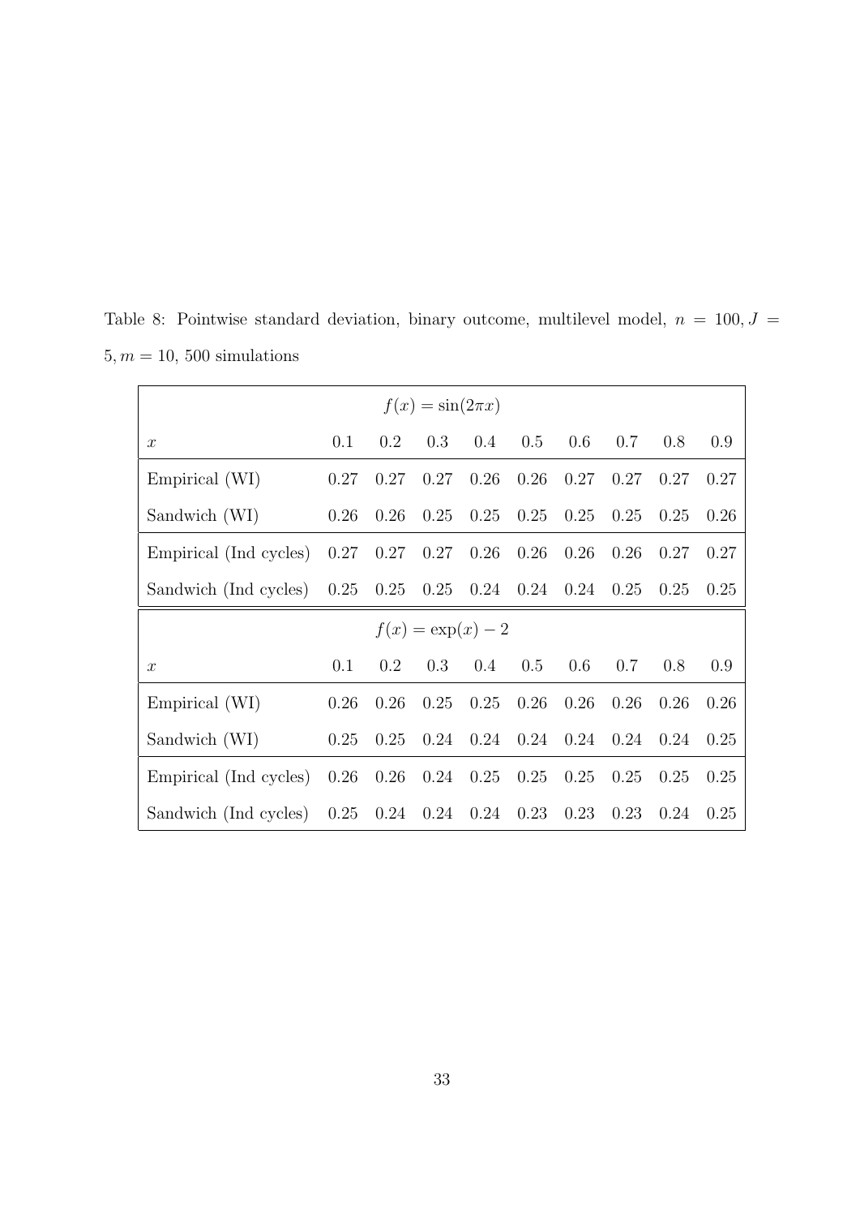Table 8: Pointwise standard deviation, binary outcome, multilevel model, $n = 100, J = 5, m = 10$, 500 simulations

| $f(x) = \sin(2\pi x)$ | | | | | | | | | |
|---|---|---|---|---|---|---|---|---|---|
| $x$ | 0.1 | 0.2 | 0.3 | 0.4 | 0.5 | 0.6 | 0.7 | 0.8 | 0.9 |
| Empirical (WI) | 0.27 | 0.27 | 0.27 | 0.26 | 0.26 | 0.27 | 0.27 | 0.27 | 0.27 |
| Sandwich (WI) | 0.26 | 0.26 | 0.25 | 0.25 | 0.25 | 0.25 | 0.25 | 0.25 | 0.26 |
| Empirical (Ind cycles) | 0.27 | 0.27 | 0.27 | 0.26 | 0.26 | 0.26 | 0.26 | 0.27 | 0.27 |
| Sandwich (Ind cycles) | 0.25 | 0.25 | 0.25 | 0.24 | 0.24 | 0.24 | 0.25 | 0.25 | 0.25 |
| $f(x) = \exp(x) - 2$ | | | | | | | | | |
| $x$ | 0.1 | 0.2 | 0.3 | 0.4 | 0.5 | 0.6 | 0.7 | 0.8 | 0.9 |
| Empirical (WI) | 0.26 | 0.26 | 0.25 | 0.25 | 0.26 | 0.26 | 0.26 | 0.26 | 0.26 |
| Sandwich (WI) | 0.25 | 0.25 | 0.24 | 0.24 | 0.24 | 0.24 | 0.24 | 0.24 | 0.25 |
| Empirical (Ind cycles) | 0.26 | 0.26 | 0.24 | 0.25 | 0.25 | 0.25 | 0.25 | 0.25 | 0.25 |
| Sandwich (Ind cycles) | 0.25 | 0.24 | 0.24 | 0.24 | 0.23 | 0.23 | 0.23 | 0.24 | 0.25 |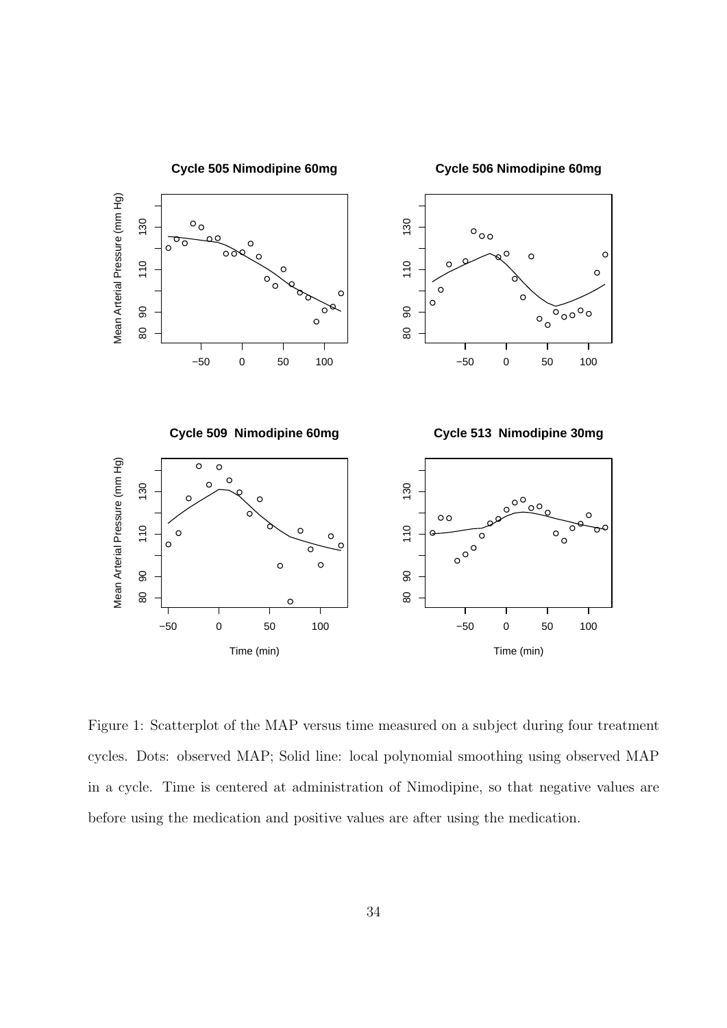Figure 1: Scatterplot of the MAP versus time measured on a subject during four treatment cycles. Dots: observed MAP; Solid line: local polynomial smoothing using observed MAP in a cycle. Time is centered at administration of Nimodipine, so that negative values are before using the medication and positive values are after using the medication.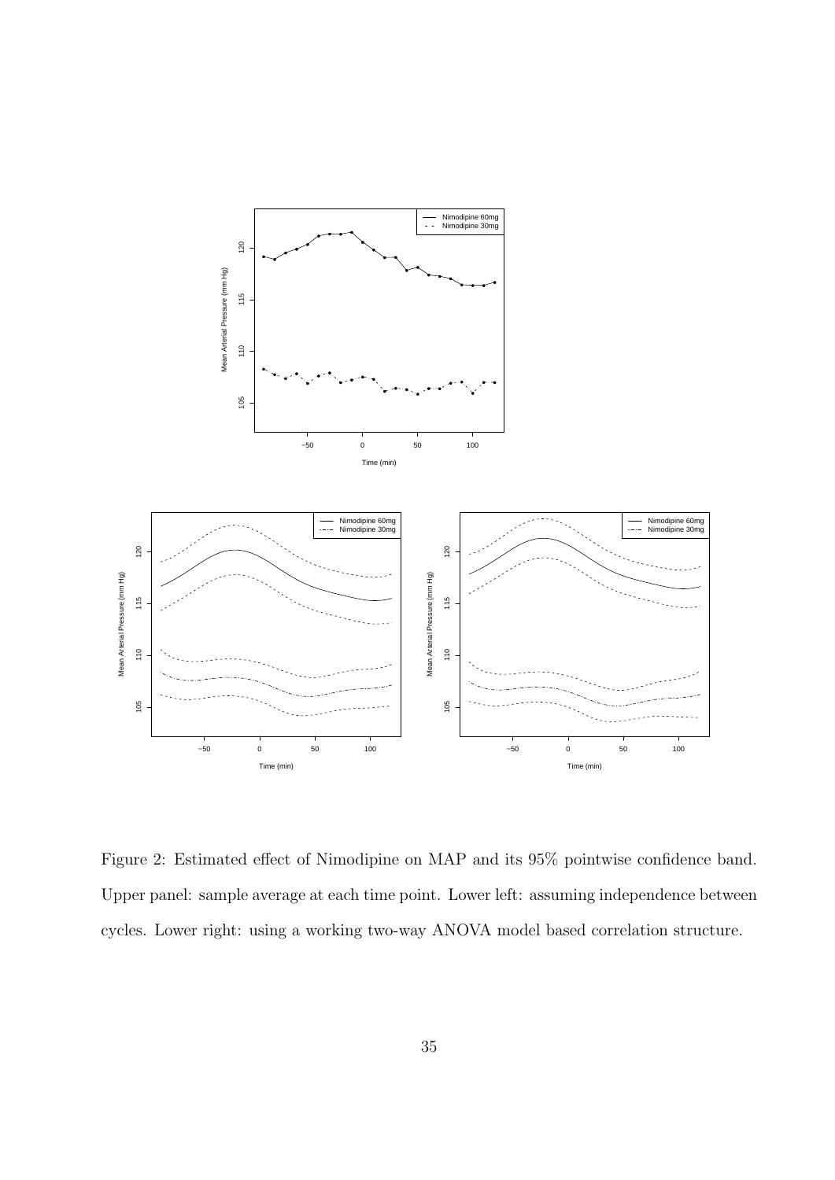Figure 2: Estimated effect of Nimodipine on MAP and its 95% pointwise confidence band. Upper panel: sample average at each time point. Lower left: assuming independence between cycles. Lower right: using a working two-way ANOVA model based correlation structure.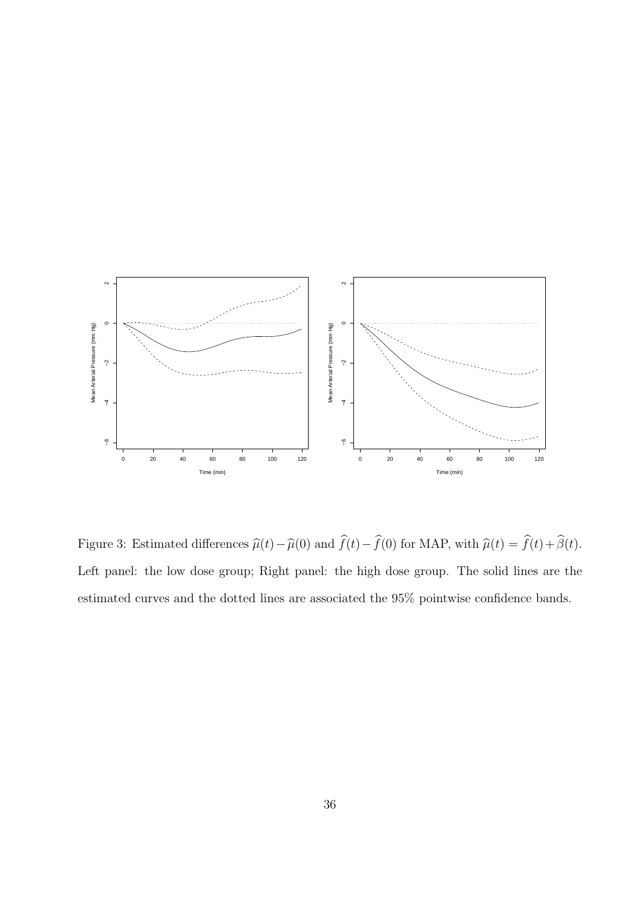Figure 3: Estimated differences $\widehat{\mu}(t) - \widehat{\mu}(0)$ and $\widehat{f}(t) - \widehat{f}(0)$ for MAP, with $\widehat{\mu}(t) = \widehat{f}(t) + \widehat{\beta}(t)$. Left panel: the low dose group; Right panel: the high dose group. The solid lines are the estimated curves and the dotted lines are associated the 95% pointwise confidence bands.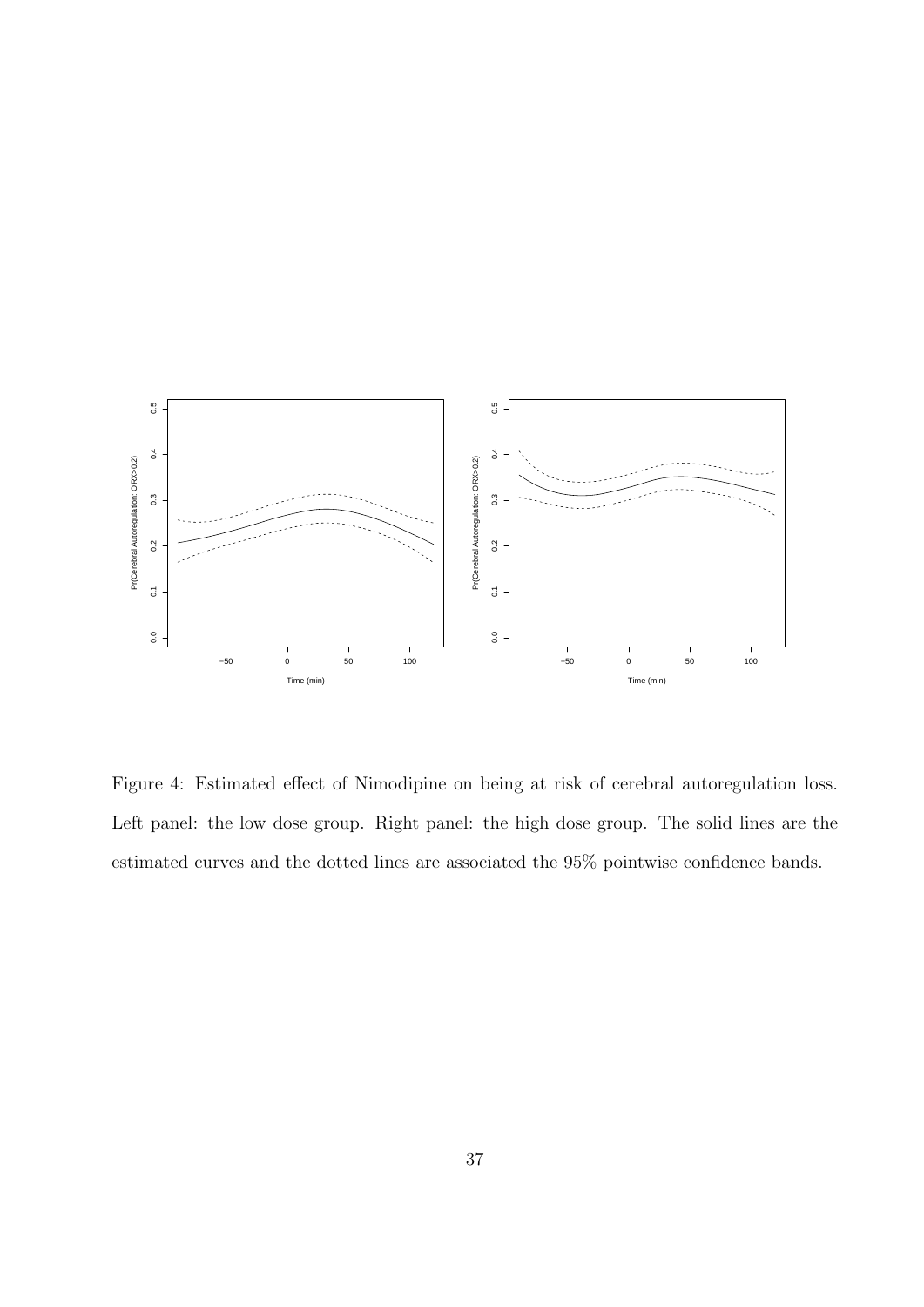Figure 4: Estimated effect of Nimodipine on being at risk of cerebral autoregulation loss. Left panel: the low dose group. Right panel: the high dose group. The solid lines are the estimated curves and the dotted lines are associated the 95% pointwise confidence bands.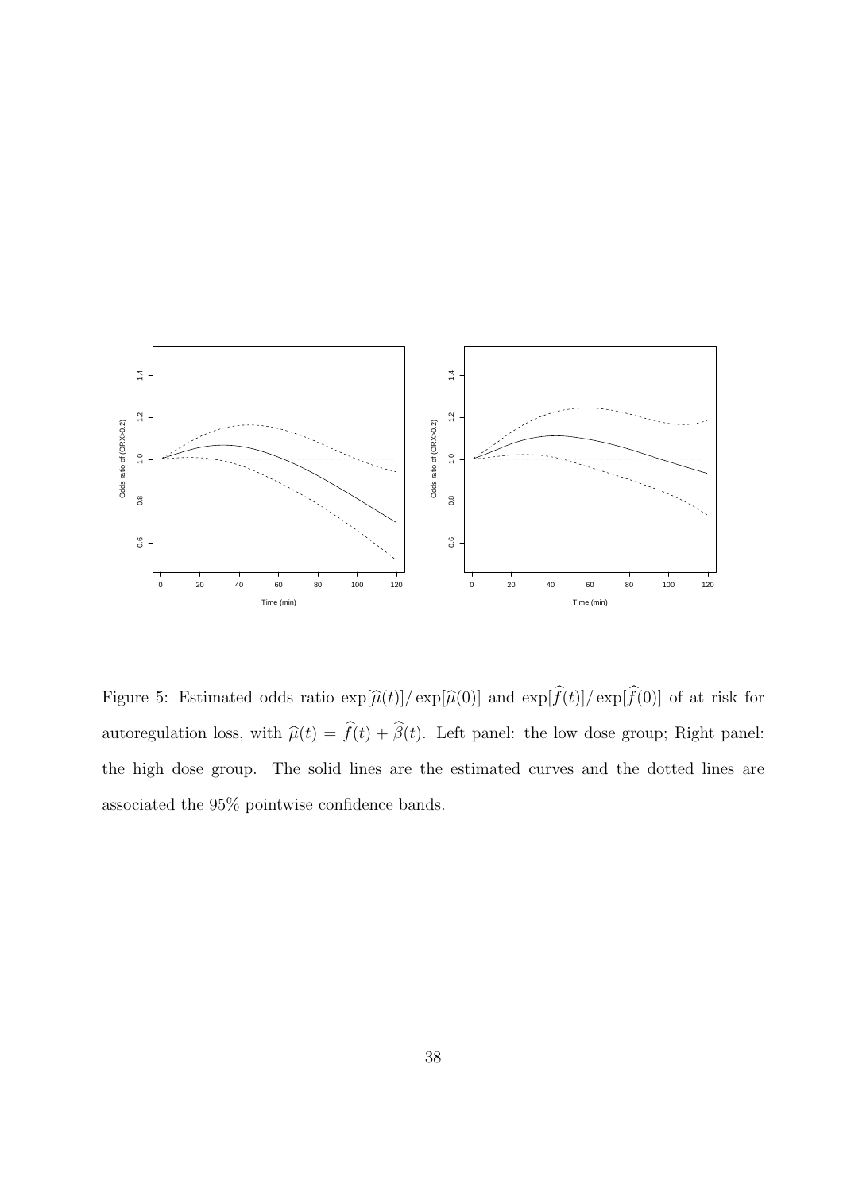Odds ratio of (ORX>0.2)

1.4

1.2

1.0

0.8

0.6

0 20 40 60 80 100 120

Time (min)

Odds ratio of (ORX>0.2)

1.4

1.2

1.0

0.8

0.6

0 20 40 60 80 100 120

Time (min)

Figure 5: Estimated odds ratio $\exp[\widehat{\mu}(t)]/\exp[\widehat{\mu}(0)]$ and $\exp[\widehat{f}(t)]/\exp[\widehat{f}(0)]$ of at risk for autoregulation loss, with $\widehat{\mu}(t) = \widehat{f}(t) + \widehat{\beta}(t)$. Left panel: the low dose group; Right panel: the high dose group. The solid lines are the estimated curves and the dotted lines are associated the 95% pointwise confidence bands.